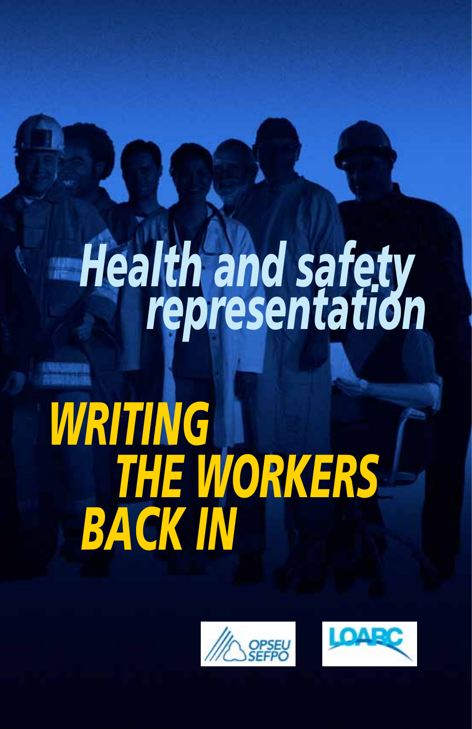# Health and safety representation

# WRITING THE WORKERS BACK IN

OPSEU SEFPO

LOARC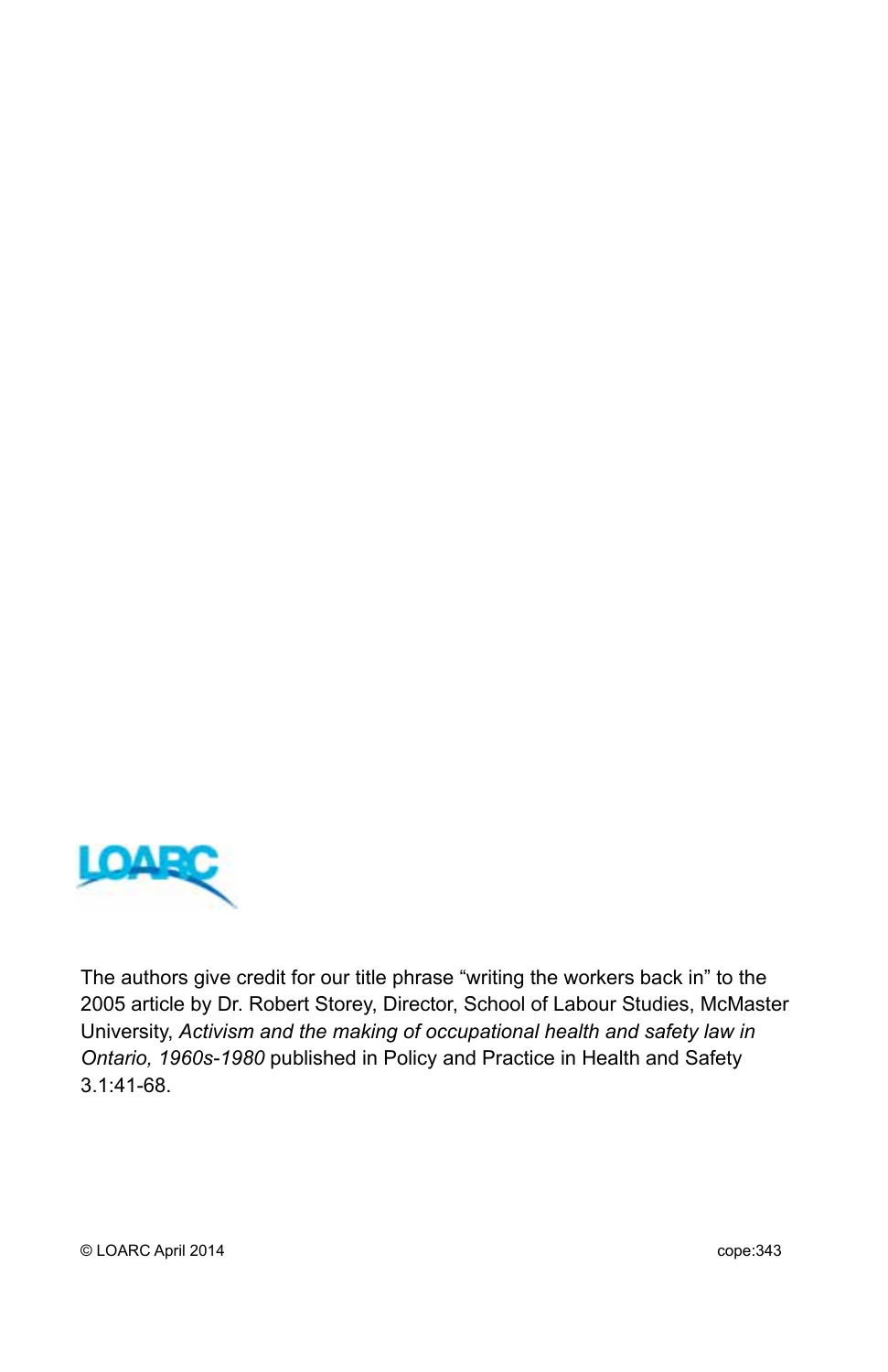LOARC

The authors give credit for our title phrase “writing the workers back in” to the 2005 article by Dr. Robert Storey, Director, School of Labour Studies, McMaster University, *Activism and the making of occupational health and safety law in Ontario, 1960s-1980* published in Policy and Practice in Health and Safety 3.1:41-68.

© LOARC April 2014 cope:343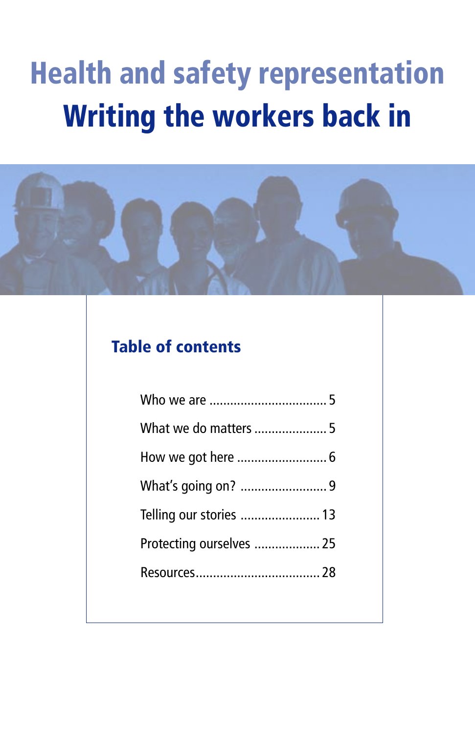# Health and safety representation

# Writing the workers back in

## Table of contents

| Section | Page |
|---|---|
| Who we are | 5 |
| What we do matters | 5 |
| How we got here | 6 |
| What's going on? | 9 |
| Telling our stories | 13 |
| Protecting ourselves | 25 |
| Resources | 28 |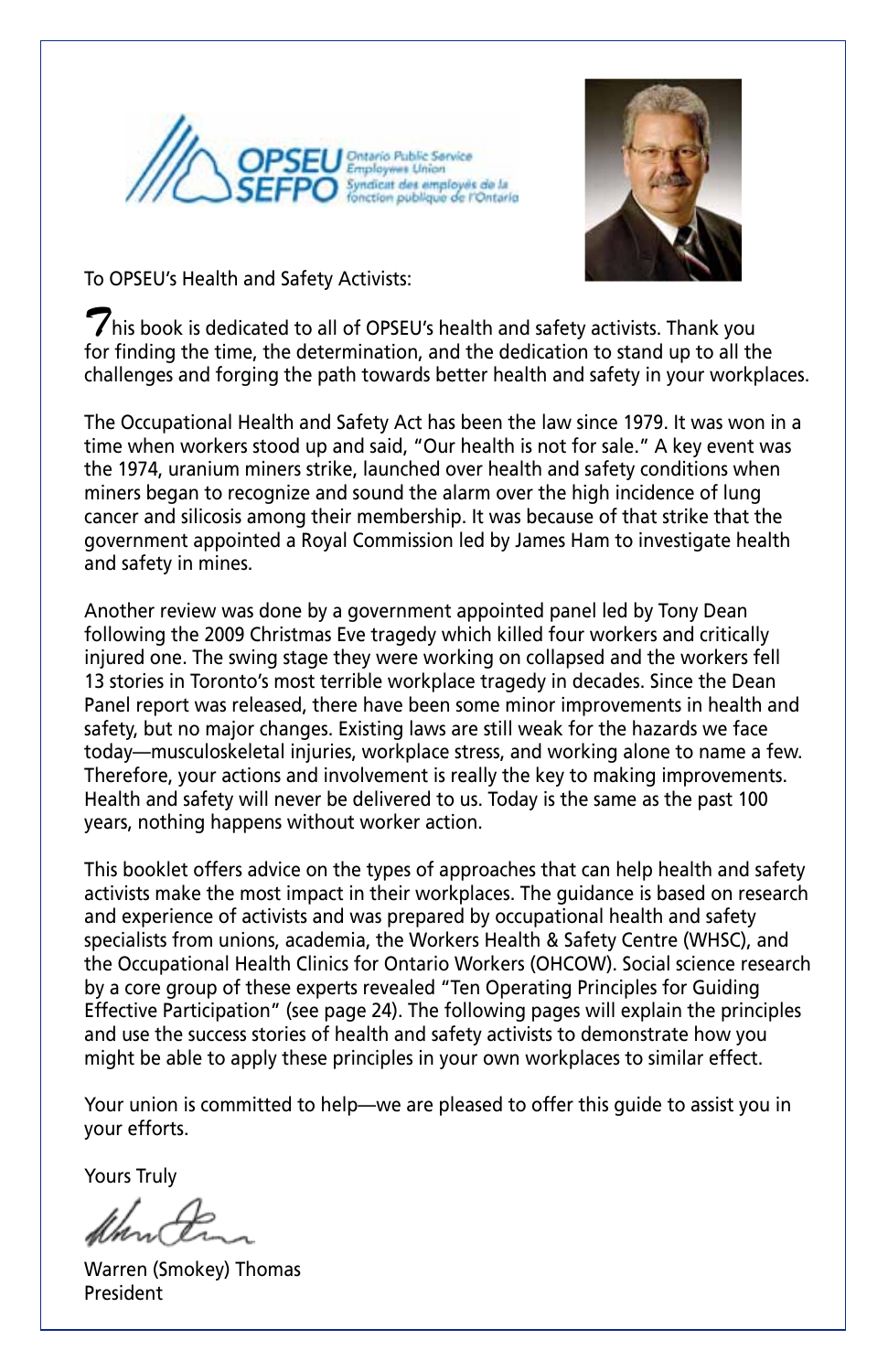To OPSEU's Health and Safety Activists:

This book is dedicated to all of OPSEU's health and safety activists. Thank you for finding the time, the determination, and the dedication to stand up to all the challenges and forging the path towards better health and safety in your workplaces.

The Occupational Health and Safety Act has been the law since 1979. It was won in a time when workers stood up and said, "Our health is not for sale." A key event was the 1974, uranium miners strike, launched over health and safety conditions when miners began to recognize and sound the alarm over the high incidence of lung cancer and silicosis among their membership. It was because of that strike that the government appointed a Royal Commission led by James Ham to investigate health and safety in mines.

Another review was done by a government appointed panel led by Tony Dean following the 2009 Christmas Eve tragedy which killed four workers and critically injured one. The swing stage they were working on collapsed and the workers fell 13 stories in Toronto's most terrible workplace tragedy in decades. Since the Dean Panel report was released, there have been some minor improvements in health and safety, but no major changes. Existing laws are still weak for the hazards we face today—musculoskeletal injuries, workplace stress, and working alone to name a few. Therefore, your actions and involvement is really the key to making improvements. Health and safety will never be delivered to us. Today is the same as the past 100 years, nothing happens without worker action.

This booklet offers advice on the types of approaches that can help health and safety activists make the most impact in their workplaces. The guidance is based on research and experience of activists and was prepared by occupational health and safety specialists from unions, academia, the Workers Health & Safety Centre (WHSC), and the Occupational Health Clinics for Ontario Workers (OHCOW). Social science research by a core group of these experts revealed "Ten Operating Principles for Guiding Effective Participation" (see page 24). The following pages will explain the principles and use the success stories of health and safety activists to demonstrate how you might be able to apply these principles in your own workplaces to similar effect.

Your union is committed to help—we are pleased to offer this guide to assist you in your efforts.

Yours Truly

Warren (Smokey) Thomas
President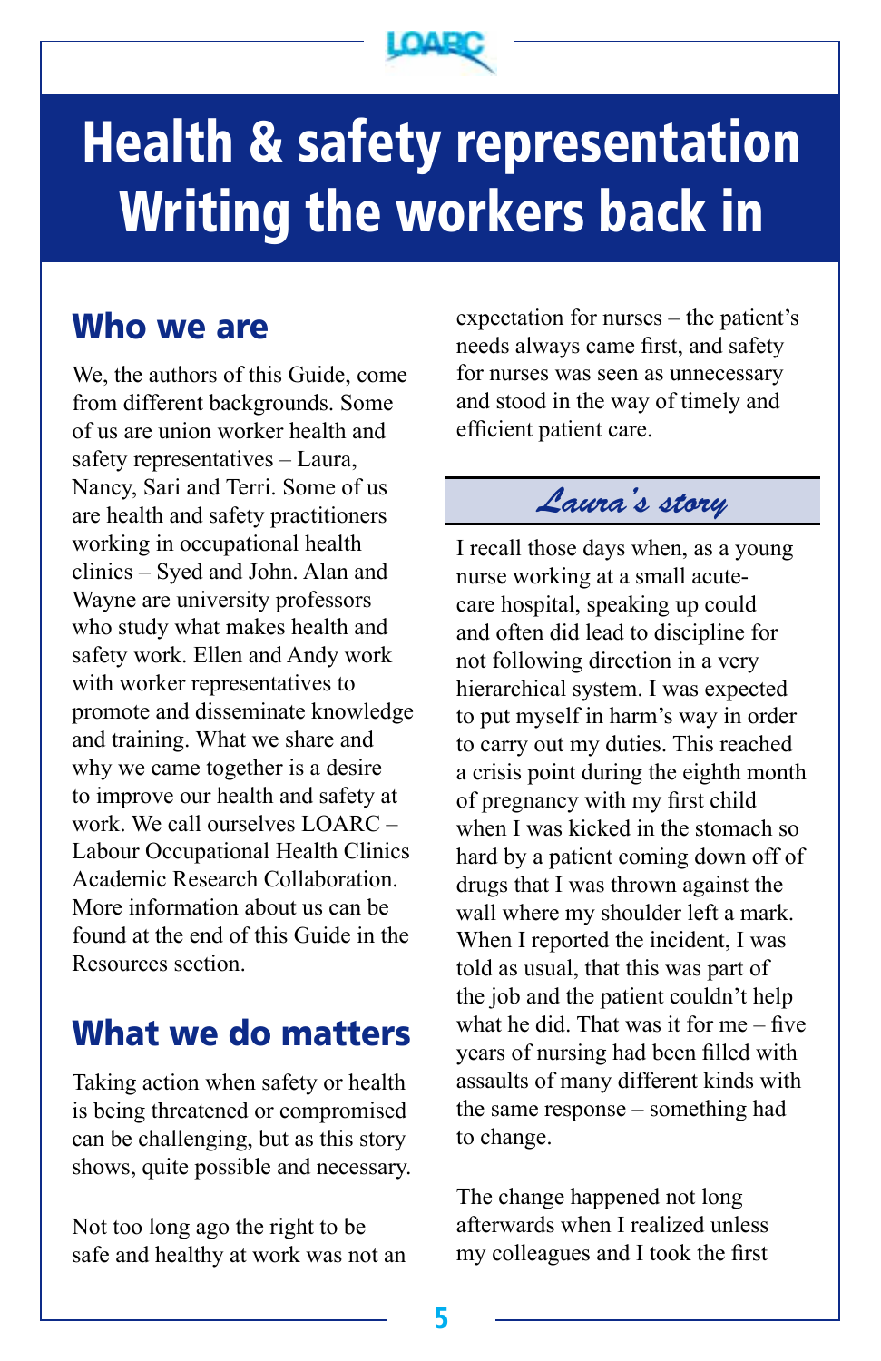# Health & safety representation Writing the workers back in

## Who we are

We, the authors of this Guide, come from different backgrounds. Some of us are union worker health and safety representatives – Laura, Nancy, Sari and Terri. Some of us are health and safety practitioners working in occupational health clinics – Syed and John. Alan and Wayne are university professors who study what makes health and safety work. Ellen and Andy work with worker representatives to promote and disseminate knowledge and training. What we share and why we came together is a desire to improve our health and safety at work. We call ourselves LOARC – Labour Occupational Health Clinics Academic Research Collaboration. More information about us can be found at the end of this Guide in the Resources section.

## What we do matters

Taking action when safety or health is being threatened or compromised can be challenging, but as this story shows, quite possible and necessary.

Not too long ago the right to be safe and healthy at work was not an expectation for nurses – the patient's needs always came first, and safety for nurses was seen as unnecessary and stood in the way of timely and efficient patient care.

### *Laura's story*

I recall those days when, as a young nurse working at a small acute-care hospital, speaking up could and often did lead to discipline for not following direction in a very hierarchical system. I was expected to put myself in harm's way in order to carry out my duties. This reached a crisis point during the eighth month of pregnancy with my first child when I was kicked in the stomach so hard by a patient coming down off of drugs that I was thrown against the wall where my shoulder left a mark. When I reported the incident, I was told as usual, that this was part of the job and the patient couldn't help what he did. That was it for me – five years of nursing had been filled with assaults of many different kinds with the same response – something had to change.

The change happened not long afterwards when I realized unless my colleagues and I took the first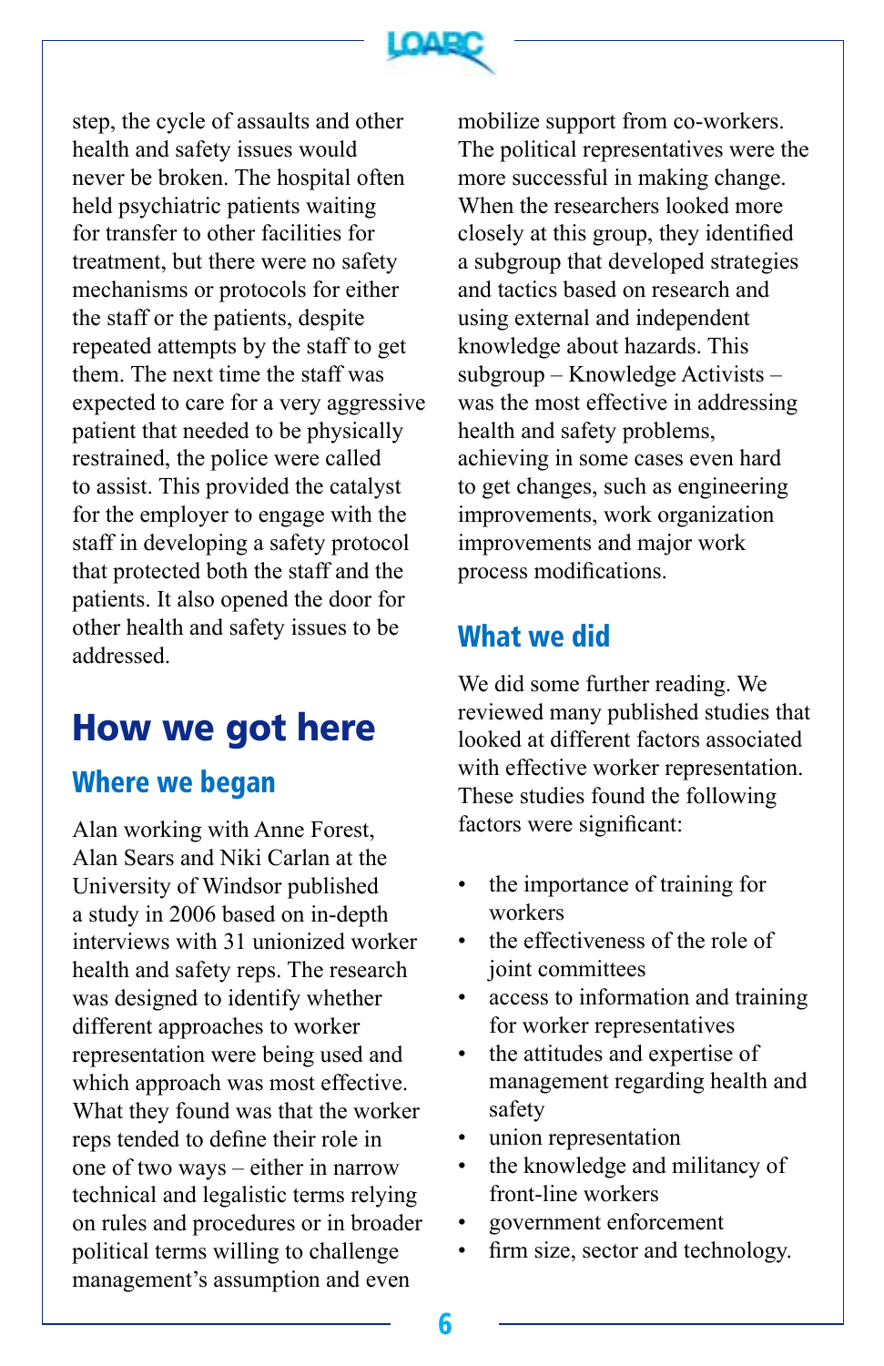step, the cycle of assaults and other health and safety issues would never be broken. The hospital often held psychiatric patients waiting for transfer to other facilities for treatment, but there were no safety mechanisms or protocols for either the staff or the patients, despite repeated attempts by the staff to get them. The next time the staff was expected to care for a very aggressive patient that needed to be physically restrained, the police were called to assist. This provided the catalyst for the employer to engage with the staff in developing a safety protocol that protected both the staff and the patients. It also opened the door for other health and safety issues to be addressed.

# How we got here

## Where we began

Alan working with Anne Forest, Alan Sears and Niki Carlan at the University of Windsor published a study in 2006 based on in-depth interviews with 31 unionized worker health and safety reps. The research was designed to identify whether different approaches to worker representation were being used and which approach was most effective. What they found was that the worker reps tended to define their role in one of two ways – either in narrow technical and legalistic terms relying on rules and procedures or in broader political terms willing to challenge management's assumption and even mobilize support from co-workers. The political representatives were the more successful in making change. When the researchers looked more closely at this group, they identified a subgroup that developed strategies and tactics based on research and using external and independent knowledge about hazards. This subgroup – Knowledge Activists – was the most effective in addressing health and safety problems, achieving in some cases even hard to get changes, such as engineering improvements, work organization improvements and major work process modifications.

## What we did

We did some further reading. We reviewed many published studies that looked at different factors associated with effective worker representation. These studies found the following factors were significant:

- the importance of training for workers
- the effectiveness of the role of joint committees
- access to information and training for worker representatives
- the attitudes and expertise of management regarding health and safety
- union representation
- the knowledge and militancy of front-line workers
- government enforcement
- firm size, sector and technology.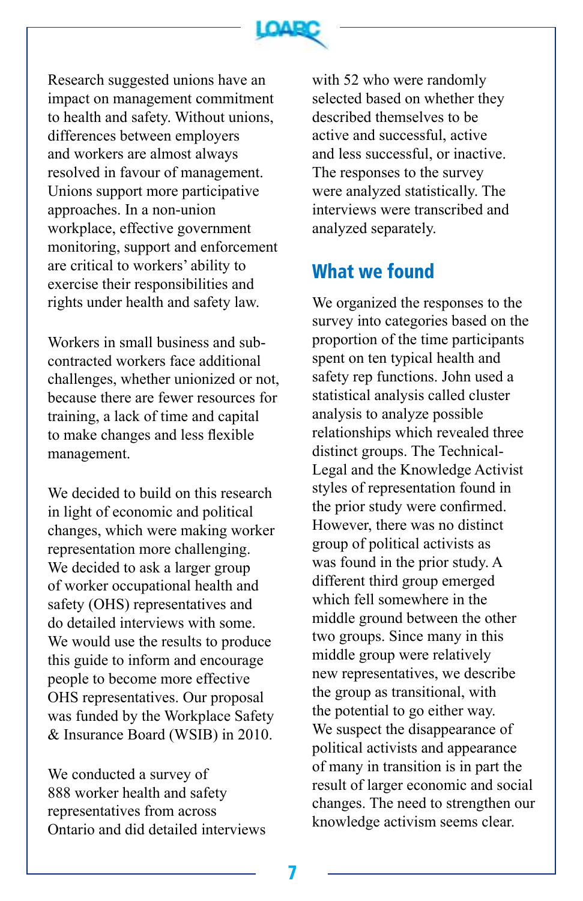Research suggested unions have an impact on management commitment to health and safety. Without unions, differences between employers and workers are almost always resolved in favour of management. Unions support more participative approaches. In a non-union workplace, effective government monitoring, support and enforcement are critical to workers' ability to exercise their responsibilities and rights under health and safety law.

Workers in small business and sub-contracted workers face additional challenges, whether unionized or not, because there are fewer resources for training, a lack of time and capital to make changes and less flexible management.

We decided to build on this research in light of economic and political changes, which were making worker representation more challenging. We decided to ask a larger group of worker occupational health and safety (OHS) representatives and do detailed interviews with some. We would use the results to produce this guide to inform and encourage people to become more effective OHS representatives. Our proposal was funded by the Workplace Safety & Insurance Board (WSIB) in 2010.

We conducted a survey of 888 worker health and safety representatives from across Ontario and did detailed interviews with 52 who were randomly selected based on whether they described themselves to be active and successful, active and less successful, or inactive. The responses to the survey were analyzed statistically. The interviews were transcribed and analyzed separately.

## What we found

We organized the responses to the survey into categories based on the proportion of the time participants spent on ten typical health and safety rep functions. John used a statistical analysis called cluster analysis to analyze possible relationships which revealed three distinct groups. The Technical-Legal and the Knowledge Activist styles of representation found in the prior study were confirmed. However, there was no distinct group of political activists as was found in the prior study. A different third group emerged which fell somewhere in the middle ground between the other two groups. Since many in this middle group were relatively new representatives, we describe the group as transitional, with the potential to go either way. We suspect the disappearance of political activists and appearance of many in transition is in part the result of larger economic and social changes. The need to strengthen our knowledge activism seems clear.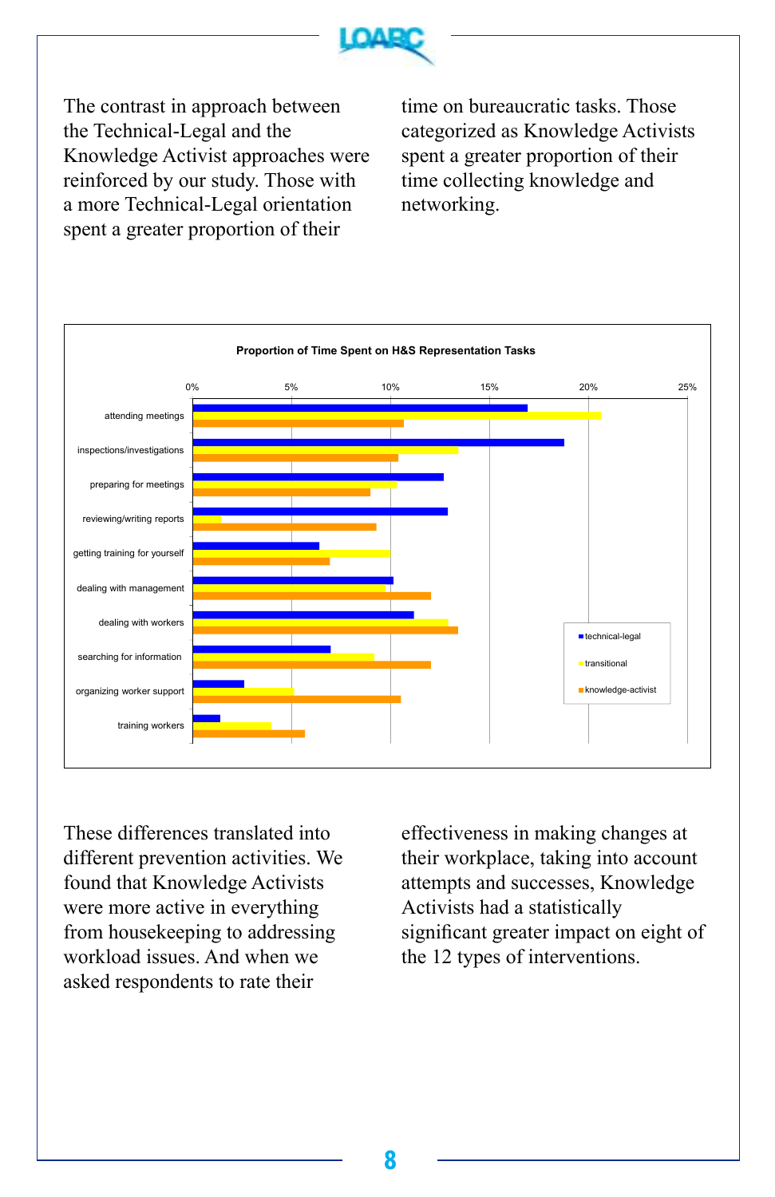The contrast in approach between the Technical-Legal and the Knowledge Activist approaches were reinforced by our study. Those with a more Technical-Legal orientation spent a greater proportion of their time on bureaucratic tasks. Those categorized as Knowledge Activists spent a greater proportion of their time collecting knowledge and networking.

**Proportion of Time Spent on H&S Representation Tasks**

Tasks shown: attending meetings; inspections/investigations; preparing for meetings; reviewing/writing reports; getting training for yourself; dealing with management; dealing with workers; searching for information; organizing worker support; training workers.

Legend: technical-legal; transitional; knowledge-activist

Axis: 0%, 5%, 10%, 15%, 20%, 25%

These differences translated into different prevention activities. We found that Knowledge Activists were more active in everything from housekeeping to addressing workload issues. And when we asked respondents to rate their effectiveness in making changes at their workplace, taking into account attempts and successes, Knowledge Activists had a statistically significant greater impact on eight of the 12 types of interventions.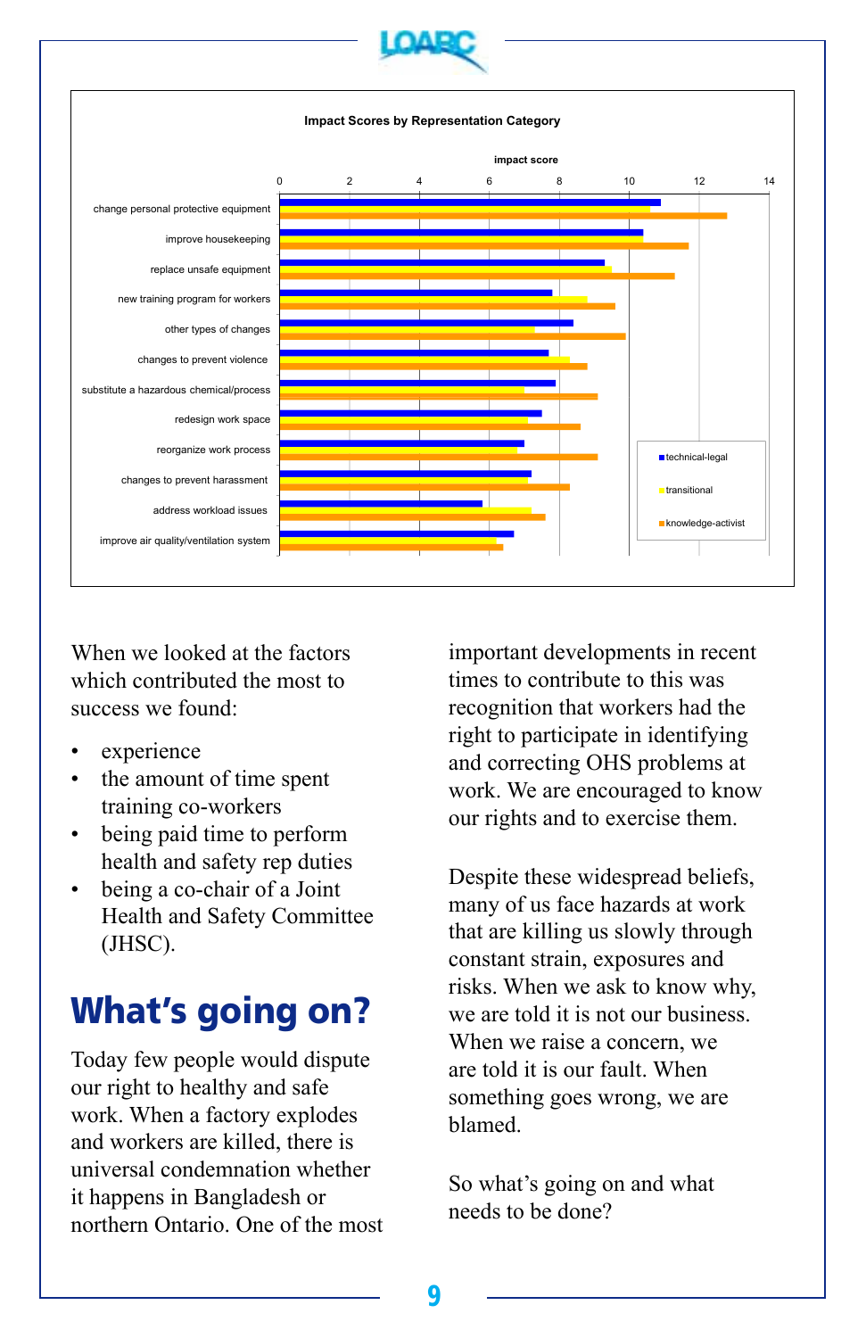**Impact Scores by Representation Category**

impact score (0–14)

- change personal protective equipment
- improve housekeeping
- replace unsafe equipment
- new training program for workers
- other types of changes
- changes to prevent violence
- substitute a hazardous chemical/process
- redesign work space
- reorganize work process
- changes to prevent harassment
- address workload issues
- improve air quality/ventilation system

Legend: technical-legal, transitional, knowledge-activist

When we looked at the factors which contributed the most to success we found:

- experience
- the amount of time spent training co-workers
- being paid time to perform health and safety rep duties
- being a co-chair of a Joint Health and Safety Committee (JHSC).

## What's going on?

Today few people would dispute our right to healthy and safe work. When a factory explodes and workers are killed, there is universal condemnation whether it happens in Bangladesh or northern Ontario. One of the most important developments in recent times to contribute to this was recognition that workers had the right to participate in identifying and correcting OHS problems at work. We are encouraged to know our rights and to exercise them.

Despite these widespread beliefs, many of us face hazards at work that are killing us slowly through constant strain, exposures and risks. When we ask to know why, we are told it is not our business. When we raise a concern, we are told it is our fault. When something goes wrong, we are blamed.

So what's going on and what needs to be done?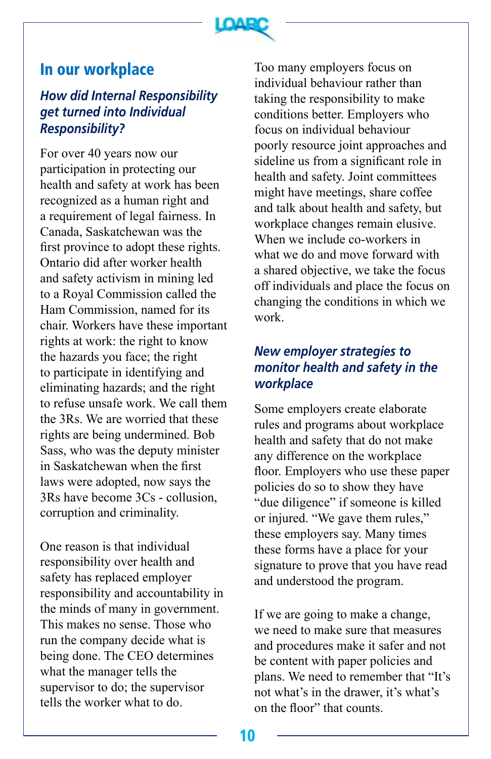## In our workplace

### *How did Internal Responsibility get turned into Individual Responsibility?*

For over 40 years now our participation in protecting our health and safety at work has been recognized as a human right and a requirement of legal fairness. In Canada, Saskatchewan was the first province to adopt these rights. Ontario did after worker health and safety activism in mining led to a Royal Commission called the Ham Commission, named for its chair. Workers have these important rights at work: the right to know the hazards you face; the right to participate in identifying and eliminating hazards; and the right to refuse unsafe work. We call them the 3Rs. We are worried that these rights are being undermined. Bob Sass, who was the deputy minister in Saskatchewan when the first laws were adopted, now says the 3Rs have become 3Cs - collusion, corruption and criminality.

One reason is that individual responsibility over health and safety has replaced employer responsibility and accountability in the minds of many in government. This makes no sense. Those who run the company decide what is being done. The CEO determines what the manager tells the supervisor to do; the supervisor tells the worker what to do.

Too many employers focus on individual behaviour rather than taking the responsibility to make conditions better. Employers who focus on individual behaviour poorly resource joint approaches and sideline us from a significant role in health and safety. Joint committees might have meetings, share coffee and talk about health and safety, but workplace changes remain elusive. When we include co-workers in what we do and move forward with a shared objective, we take the focus off individuals and place the focus on changing the conditions in which we work.

### *New employer strategies to monitor health and safety in the workplace*

Some employers create elaborate rules and programs about workplace health and safety that do not make any difference on the workplace floor. Employers who use these paper policies do so to show they have "due diligence" if someone is killed or injured. "We gave them rules," these employers say. Many times these forms have a place for your signature to prove that you have read and understood the program.

If we are going to make a change, we need to make sure that measures and procedures make it safer and not be content with paper policies and plans. We need to remember that "It's not what's in the drawer, it's what's on the floor" that counts.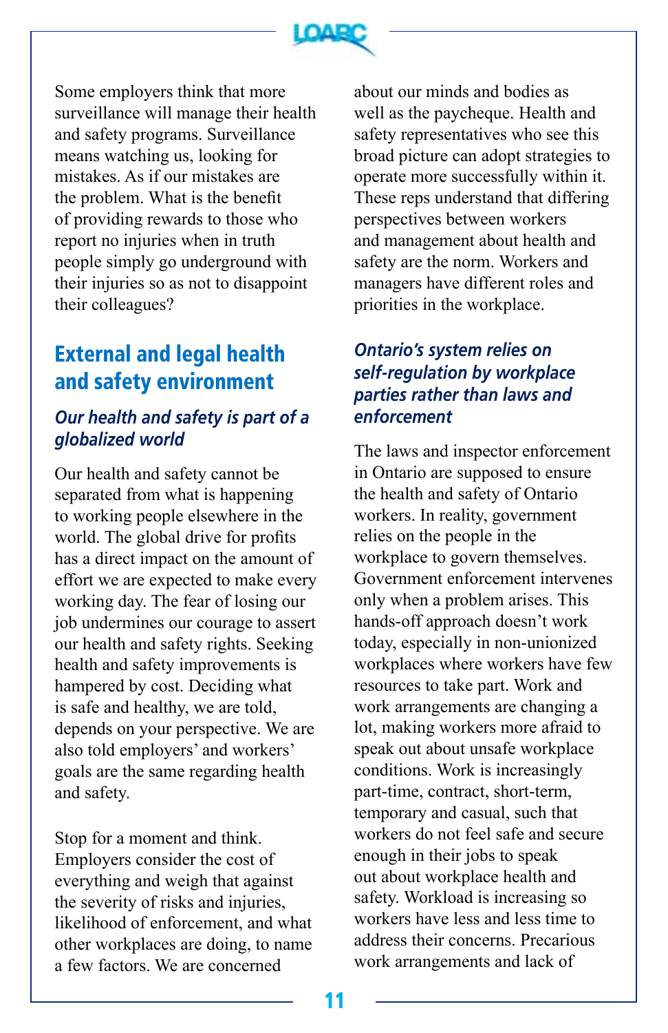Some employers think that more surveillance will manage their health and safety programs. Surveillance means watching us, looking for mistakes. As if our mistakes are the problem. What is the benefit of providing rewards to those who report no injuries when in truth people simply go underground with their injuries so as not to disappoint their colleagues?

## External and legal health and safety environment

### *Our health and safety is part of a globalized world*

Our health and safety cannot be separated from what is happening to working people elsewhere in the world. The global drive for profits has a direct impact on the amount of effort we are expected to make every working day. The fear of losing our job undermines our courage to assert our health and safety rights. Seeking health and safety improvements is hampered by cost. Deciding what is safe and healthy, we are told, depends on your perspective. We are also told employers' and workers' goals are the same regarding health and safety.

Stop for a moment and think. Employers consider the cost of everything and weigh that against the severity of risks and injuries, likelihood of enforcement, and what other workplaces are doing, to name a few factors. We are concerned about our minds and bodies as well as the paycheque. Health and safety representatives who see this broad picture can adopt strategies to operate more successfully within it. These reps understand that differing perspectives between workers and management about health and safety are the norm. Workers and managers have different roles and priorities in the workplace.

### *Ontario's system relies on self-regulation by workplace parties rather than laws and enforcement*

The laws and inspector enforcement in Ontario are supposed to ensure the health and safety of Ontario workers. In reality, government relies on the people in the workplace to govern themselves. Government enforcement intervenes only when a problem arises. This hands-off approach doesn't work today, especially in non-unionized workplaces where workers have few resources to take part. Work and work arrangements are changing a lot, making workers more afraid to speak out about unsafe workplace conditions. Work is increasingly part-time, contract, short-term, temporary and casual, such that workers do not feel safe and secure enough in their jobs to speak out about workplace health and safety. Workload is increasing so workers have less and less time to address their concerns. Precarious work arrangements and lack of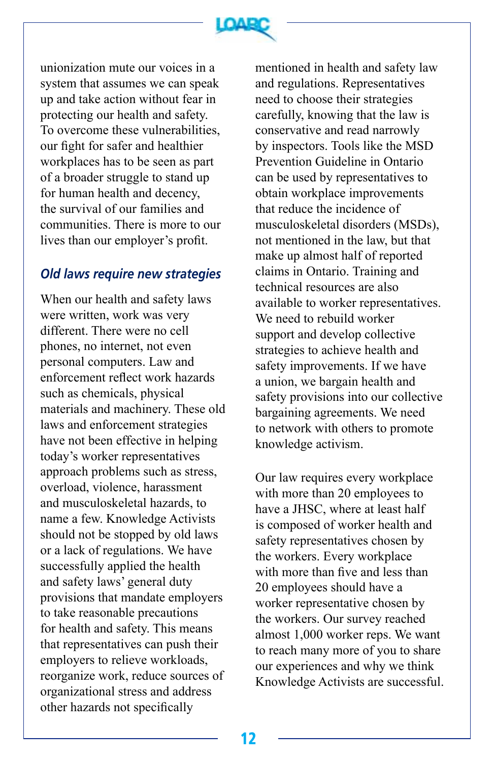unionization mute our voices in a system that assumes we can speak up and take action without fear in protecting our health and safety. To overcome these vulnerabilities, our fight for safer and healthier workplaces has to be seen as part of a broader struggle to stand up for human health and decency, the survival of our families and communities. There is more to our lives than our employer's profit.

## *Old laws require new strategies*

When our health and safety laws were written, work was very different. There were no cell phones, no internet, not even personal computers. Law and enforcement reflect work hazards such as chemicals, physical materials and machinery. These old laws and enforcement strategies have not been effective in helping today's worker representatives approach problems such as stress, overload, violence, harassment and musculoskeletal hazards, to name a few. Knowledge Activists should not be stopped by old laws or a lack of regulations. We have successfully applied the health and safety laws' general duty provisions that mandate employers to take reasonable precautions for health and safety. This means that representatives can push their employers to relieve workloads, reorganize work, reduce sources of organizational stress and address other hazards not specifically mentioned in health and safety law and regulations. Representatives need to choose their strategies carefully, knowing that the law is conservative and read narrowly by inspectors. Tools like the MSD Prevention Guideline in Ontario can be used by representatives to obtain workplace improvements that reduce the incidence of musculoskeletal disorders (MSDs), not mentioned in the law, but that make up almost half of reported claims in Ontario. Training and technical resources are also available to worker representatives. We need to rebuild worker support and develop collective strategies to achieve health and safety improvements. If we have a union, we bargain health and safety provisions into our collective bargaining agreements. We need to network with others to promote knowledge activism.

Our law requires every workplace with more than 20 employees to have a JHSC, where at least half is composed of worker health and safety representatives chosen by the workers. Every workplace with more than five and less than 20 employees should have a worker representative chosen by the workers. Our survey reached almost 1,000 worker reps. We want to reach many more of you to share our experiences and why we think Knowledge Activists are successful.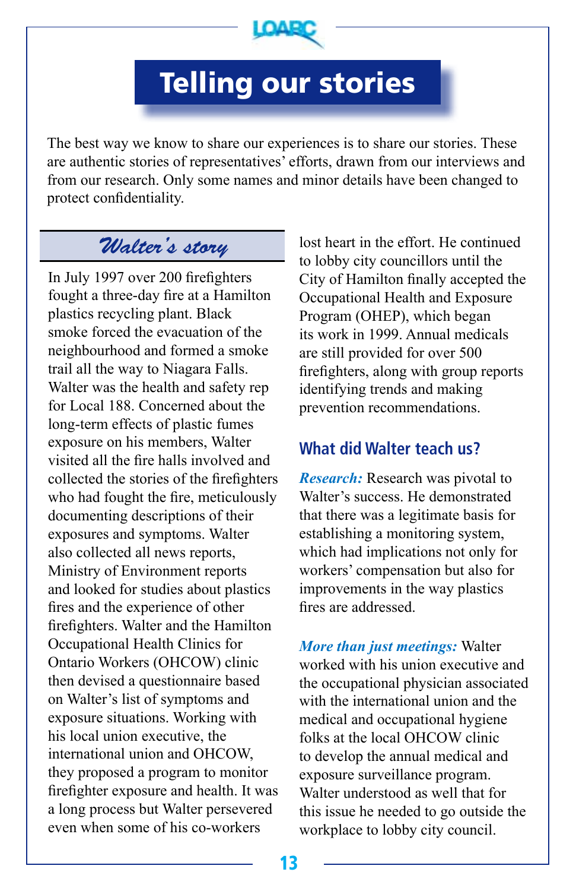# Telling our stories

The best way we know to share our experiences is to share our stories. These are authentic stories of representatives' efforts, drawn from our interviews and from our research. Only some names and minor details have been changed to protect confidentiality.

## *Walter's story*

In July 1997 over 200 firefighters fought a three-day fire at a Hamilton plastics recycling plant. Black smoke forced the evacuation of the neighbourhood and formed a smoke trail all the way to Niagara Falls. Walter was the health and safety rep for Local 188. Concerned about the long-term effects of plastic fumes exposure on his members, Walter visited all the fire halls involved and collected the stories of the firefighters who had fought the fire, meticulously documenting descriptions of their exposures and symptoms. Walter also collected all news reports, Ministry of Environment reports and looked for studies about plastics fires and the experience of other firefighters. Walter and the Hamilton Occupational Health Clinics for Ontario Workers (OHCOW) clinic then devised a questionnaire based on Walter's list of symptoms and exposure situations. Working with his local union executive, the international union and OHCOW, they proposed a program to monitor firefighter exposure and health. It was a long process but Walter persevered even when some of his co-workers lost heart in the effort. He continued to lobby city councillors until the City of Hamilton finally accepted the Occupational Health and Exposure Program (OHEP), which began its work in 1999. Annual medicals are still provided for over 500 firefighters, along with group reports identifying trends and making prevention recommendations.

### What did Walter teach us?

***Research:*** Research was pivotal to Walter's success. He demonstrated that there was a legitimate basis for establishing a monitoring system, which had implications not only for workers' compensation but also for improvements in the way plastics fires are addressed.

***More than just meetings:*** Walter worked with his union executive and the occupational physician associated with the international union and the medical and occupational hygiene folks at the local OHCOW clinic to develop the annual medical and exposure surveillance program. Walter understood as well that for this issue he needed to go outside the workplace to lobby city council.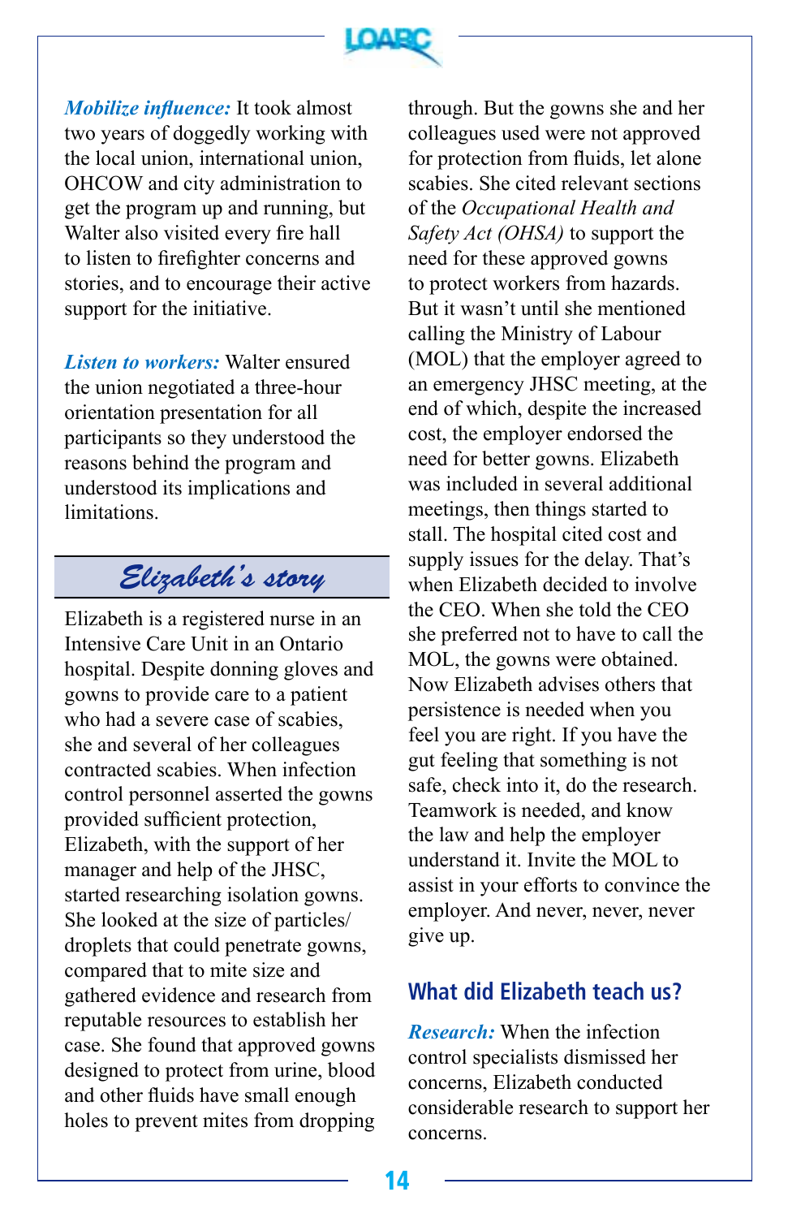***Mobilize influence:*** It took almost two years of doggedly working with the local union, international union, OHCOW and city administration to get the program up and running, but Walter also visited every fire hall to listen to firefighter concerns and stories, and to encourage their active support for the initiative.

***Listen to workers:*** Walter ensured the union negotiated a three-hour orientation presentation for all participants so they understood the reasons behind the program and understood its implications and limitations.

## Elizabeth's story

Elizabeth is a registered nurse in an Intensive Care Unit in an Ontario hospital. Despite donning gloves and gowns to provide care to a patient who had a severe case of scabies, she and several of her colleagues contracted scabies. When infection control personnel asserted the gowns provided sufficient protection, Elizabeth, with the support of her manager and help of the JHSC, started researching isolation gowns. She looked at the size of particles/droplets that could penetrate gowns, compared that to mite size and gathered evidence and research from reputable resources to establish her case. She found that approved gowns designed to protect from urine, blood and other fluids have small enough holes to prevent mites from dropping through. But the gowns she and her colleagues used were not approved for protection from fluids, let alone scabies. She cited relevant sections of the *Occupational Health and Safety Act (OHSA)* to support the need for these approved gowns to protect workers from hazards. But it wasn't until she mentioned calling the Ministry of Labour (MOL) that the employer agreed to an emergency JHSC meeting, at the end of which, despite the increased cost, the employer endorsed the need for better gowns. Elizabeth was included in several additional meetings, then things started to stall. The hospital cited cost and supply issues for the delay. That's when Elizabeth decided to involve the CEO. When she told the CEO she preferred not to have to call the MOL, the gowns were obtained. Now Elizabeth advises others that persistence is needed when you feel you are right. If you have the gut feeling that something is not safe, check into it, do the research. Teamwork is needed, and know the law and help the employer understand it. Invite the MOL to assist in your efforts to convince the employer. And never, never, never give up.

### What did Elizabeth teach us?

***Research:*** When the infection control specialists dismissed her concerns, Elizabeth conducted considerable research to support her concerns.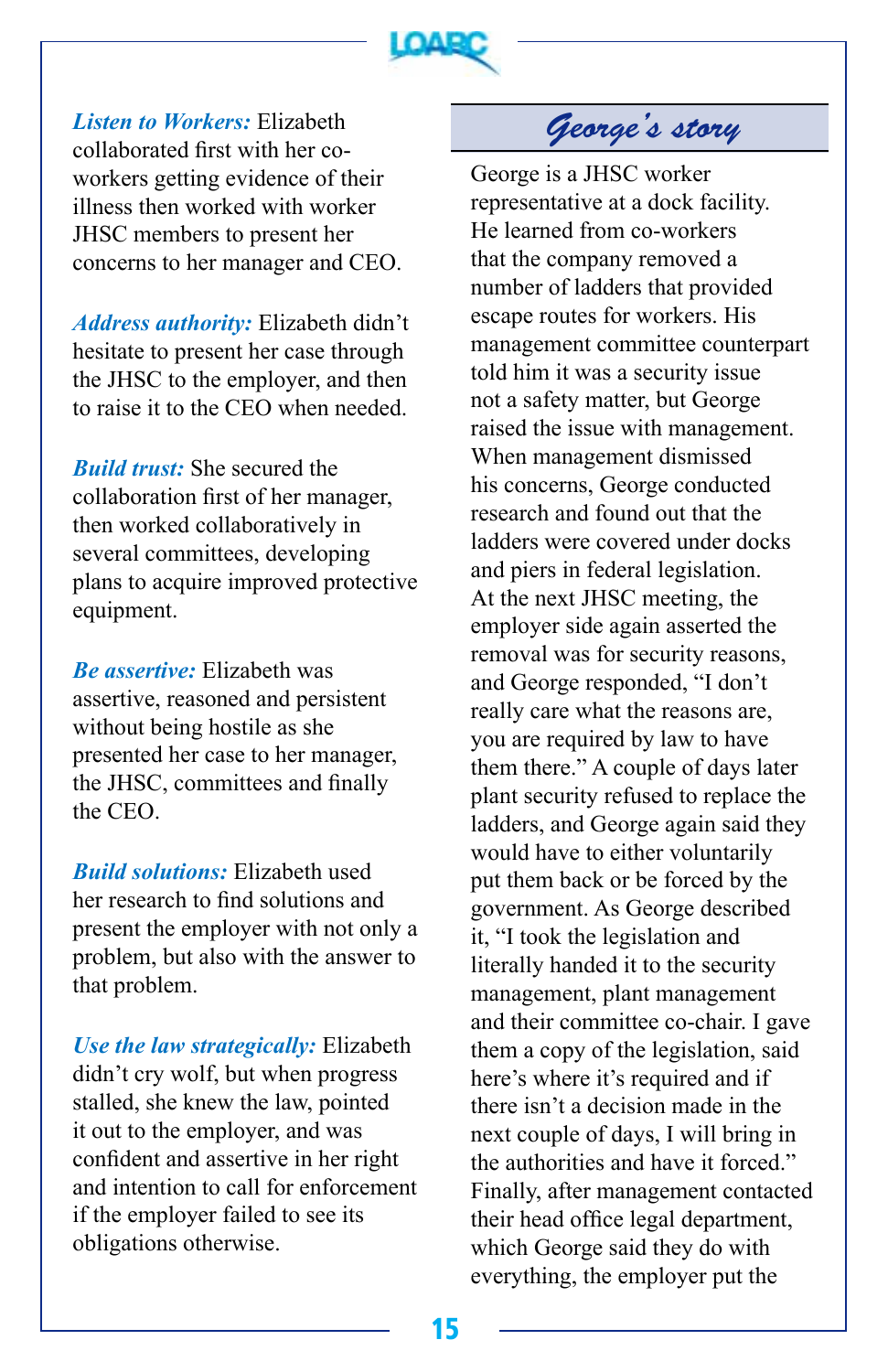***Listen to Workers:*** Elizabeth collaborated first with her co-workers getting evidence of their illness then worked with worker JHSC members to present her concerns to her manager and CEO.

***Address authority:*** Elizabeth didn't hesitate to present her case through the JHSC to the employer, and then to raise it to the CEO when needed.

***Build trust:*** She secured the collaboration first of her manager, then worked collaboratively in several committees, developing plans to acquire improved protective equipment.

***Be assertive:*** Elizabeth was assertive, reasoned and persistent without being hostile as she presented her case to her manager, the JHSC, committees and finally the CEO.

***Build solutions:*** Elizabeth used her research to find solutions and present the employer with not only a problem, but also with the answer to that problem.

***Use the law strategically:*** Elizabeth didn't cry wolf, but when progress stalled, she knew the law, pointed it out to the employer, and was confident and assertive in her right and intention to call for enforcement if the employer failed to see its obligations otherwise.

## *George's story*

George is a JHSC worker representative at a dock facility. He learned from co-workers that the company removed a number of ladders that provided escape routes for workers. His management committee counterpart told him it was a security issue not a safety matter, but George raised the issue with management. When management dismissed his concerns, George conducted research and found out that the ladders were covered under docks and piers in federal legislation. At the next JHSC meeting, the employer side again asserted the removal was for security reasons, and George responded, "I don't really care what the reasons are, you are required by law to have them there." A couple of days later plant security refused to replace the ladders, and George again said they would have to either voluntarily put them back or be forced by the government. As George described it, "I took the legislation and literally handed it to the security management, plant management and their committee co-chair. I gave them a copy of the legislation, said here's where it's required and if there isn't a decision made in the next couple of days, I will bring in the authorities and have it forced." Finally, after management contacted their head office legal department, which George said they do with everything, the employer put the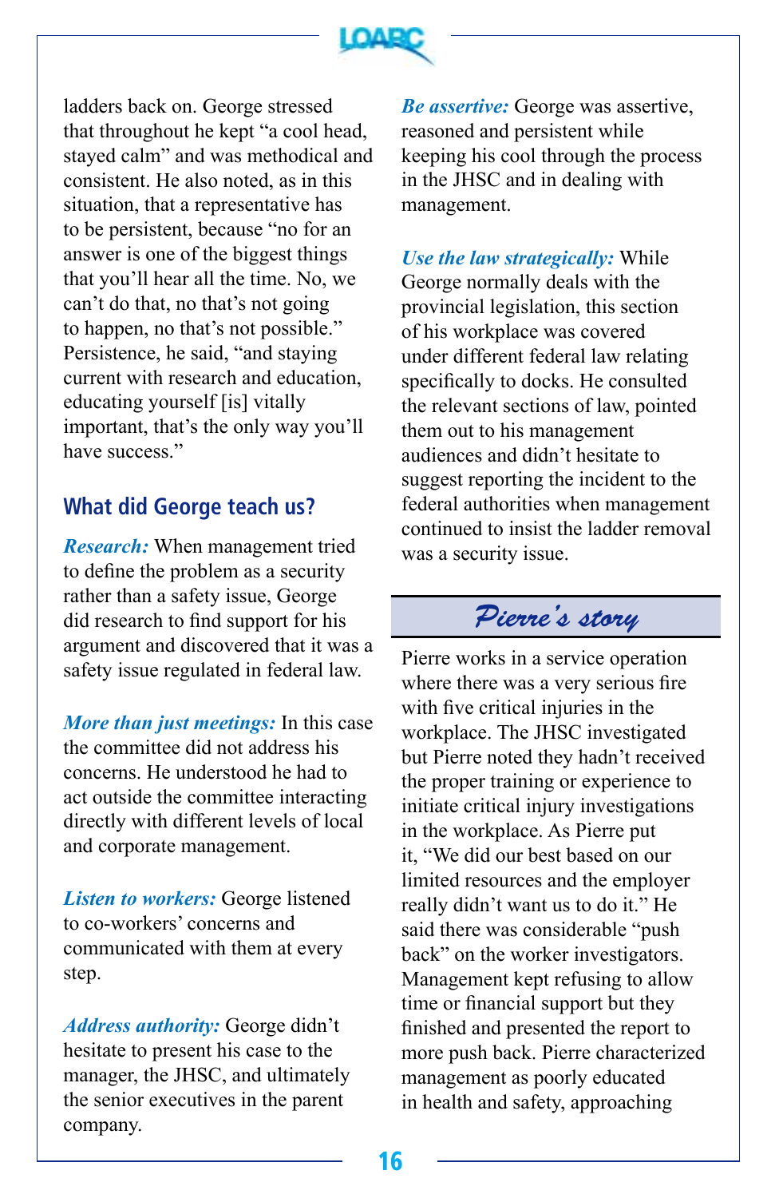ladders back on. George stressed that throughout he kept "a cool head, stayed calm" and was methodical and consistent. He also noted, as in this situation, that a representative has to be persistent, because "no for an answer is one of the biggest things that you'll hear all the time. No, we can't do that, no that's not going to happen, no that's not possible." Persistence, he said, "and staying current with research and education, educating yourself [is] vitally important, that's the only way you'll have success."

## What did George teach us?

***Research:*** When management tried to define the problem as a security rather than a safety issue, George did research to find support for his argument and discovered that it was a safety issue regulated in federal law.

***More than just meetings:*** In this case the committee did not address his concerns. He understood he had to act outside the committee interacting directly with different levels of local and corporate management.

***Listen to workers:*** George listened to co-workers' concerns and communicated with them at every step.

***Address authority:*** George didn't hesitate to present his case to the manager, the JHSC, and ultimately the senior executives in the parent company.

***Be assertive:*** George was assertive, reasoned and persistent while keeping his cool through the process in the JHSC and in dealing with management.

***Use the law strategically:*** While George normally deals with the provincial legislation, this section of his workplace was covered under different federal law relating specifically to docks. He consulted the relevant sections of law, pointed them out to his management audiences and didn't hesitate to suggest reporting the incident to the federal authorities when management continued to insist the ladder removal was a security issue.

## Pierre's story

Pierre works in a service operation where there was a very serious fire with five critical injuries in the workplace. The JHSC investigated but Pierre noted they hadn't received the proper training or experience to initiate critical injury investigations in the workplace. As Pierre put it, "We did our best based on our limited resources and the employer really didn't want us to do it." He said there was considerable "push back" on the worker investigators. Management kept refusing to allow time or financial support but they finished and presented the report to more push back. Pierre characterized management as poorly educated in health and safety, approaching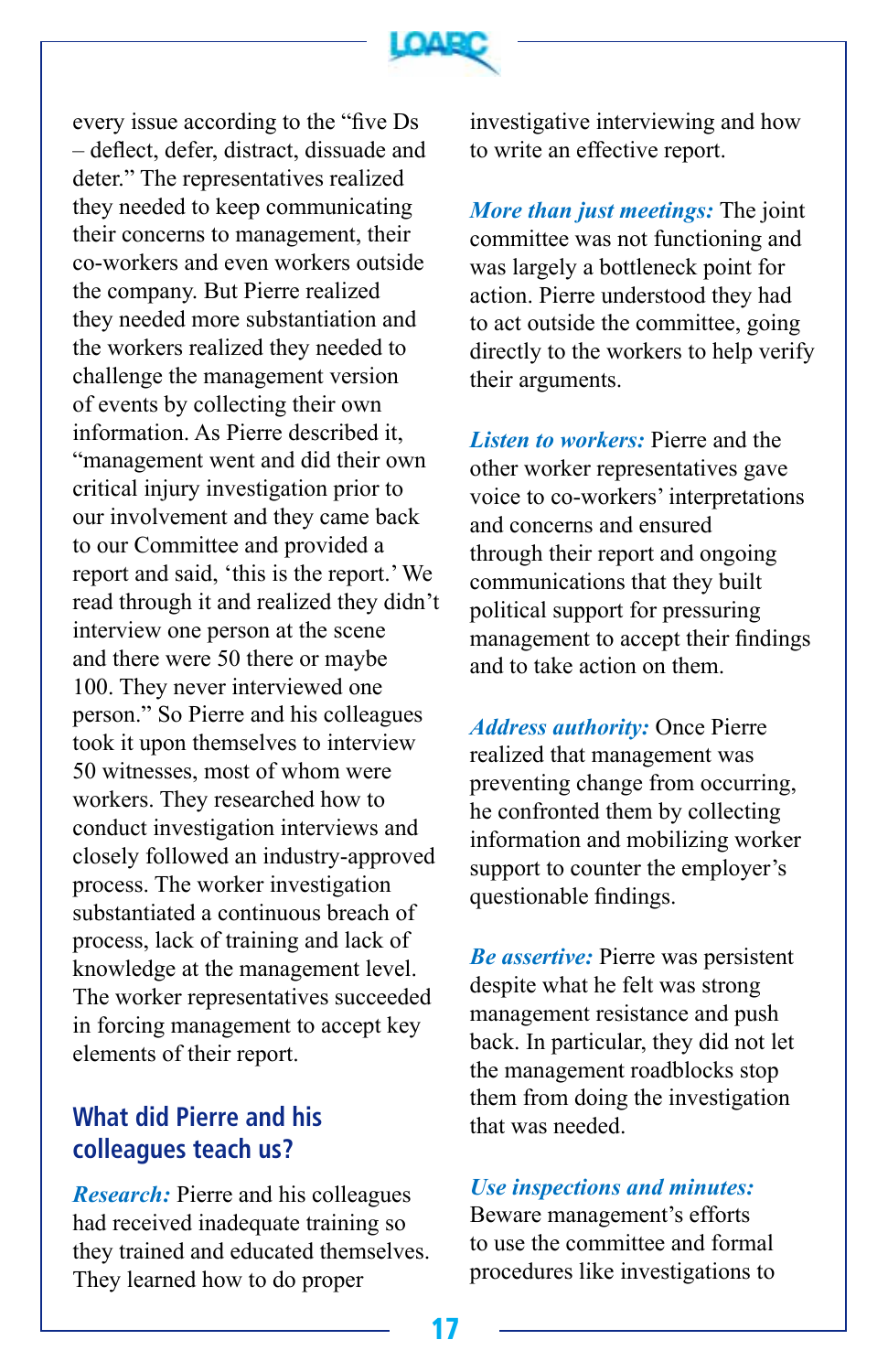every issue according to the "five Ds – deflect, defer, distract, dissuade and deter." The representatives realized they needed to keep communicating their concerns to management, their co-workers and even workers outside the company. But Pierre realized they needed more substantiation and the workers realized they needed to challenge the management version of events by collecting their own information. As Pierre described it, "management went and did their own critical injury investigation prior to our involvement and they came back to our Committee and provided a report and said, 'this is the report.' We read through it and realized they didn't interview one person at the scene and there were 50 there or maybe 100. They never interviewed one person." So Pierre and his colleagues took it upon themselves to interview 50 witnesses, most of whom were workers. They researched how to conduct investigation interviews and closely followed an industry-approved process. The worker investigation substantiated a continuous breach of process, lack of training and lack of knowledge at the management level. The worker representatives succeeded in forcing management to accept key elements of their report.

## What did Pierre and his colleagues teach us?

***Research:*** Pierre and his colleagues had received inadequate training so they trained and educated themselves. They learned how to do proper investigative interviewing and how to write an effective report.

***More than just meetings:*** The joint committee was not functioning and was largely a bottleneck point for action. Pierre understood they had to act outside the committee, going directly to the workers to help verify their arguments.

***Listen to workers:*** Pierre and the other worker representatives gave voice to co-workers' interpretations and concerns and ensured through their report and ongoing communications that they built political support for pressuring management to accept their findings and to take action on them.

***Address authority:*** Once Pierre realized that management was preventing change from occurring, he confronted them by collecting information and mobilizing worker support to counter the employer's questionable findings.

***Be assertive:*** Pierre was persistent despite what he felt was strong management resistance and push back. In particular, they did not let the management roadblocks stop them from doing the investigation that was needed.

***Use inspections and minutes:*** Beware management's efforts to use the committee and formal procedures like investigations to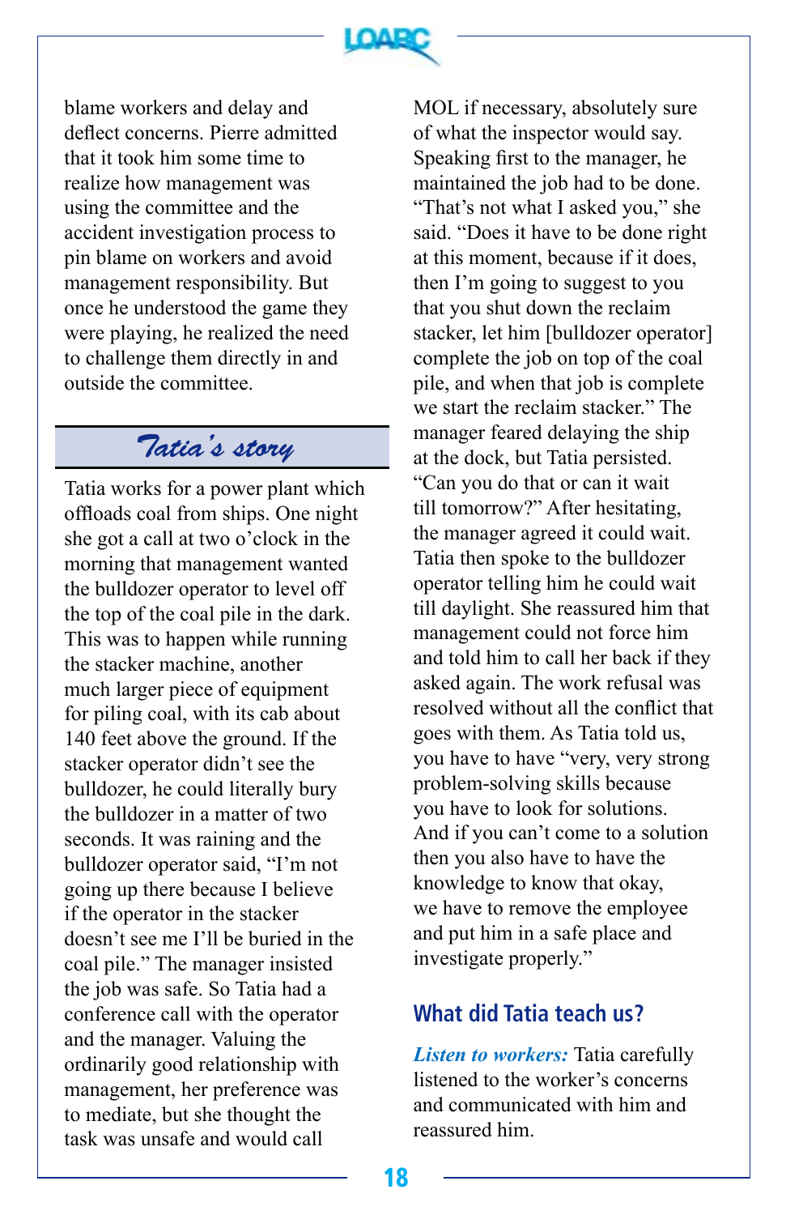blame workers and delay and deflect concerns. Pierre admitted that it took him some time to realize how management was using the committee and the accident investigation process to pin blame on workers and avoid management responsibility. But once he understood the game they were playing, he realized the need to challenge them directly in and outside the committee.

## *Tatia's story*

Tatia works for a power plant which offloads coal from ships. One night she got a call at two o'clock in the morning that management wanted the bulldozer operator to level off the top of the coal pile in the dark. This was to happen while running the stacker machine, another much larger piece of equipment for piling coal, with its cab about 140 feet above the ground. If the stacker operator didn't see the bulldozer, he could literally bury the bulldozer in a matter of two seconds. It was raining and the bulldozer operator said, "I'm not going up there because I believe if the operator in the stacker doesn't see me I'll be buried in the coal pile." The manager insisted the job was safe. So Tatia had a conference call with the operator and the manager. Valuing the ordinarily good relationship with management, her preference was to mediate, but she thought the task was unsafe and would call MOL if necessary, absolutely sure of what the inspector would say. Speaking first to the manager, he maintained the job had to be done. "That's not what I asked you," she said. "Does it have to be done right at this moment, because if it does, then I'm going to suggest to you that you shut down the reclaim stacker, let him [bulldozer operator] complete the job on top of the coal pile, and when that job is complete we start the reclaim stacker." The manager feared delaying the ship at the dock, but Tatia persisted. "Can you do that or can it wait till tomorrow?" After hesitating, the manager agreed it could wait. Tatia then spoke to the bulldozer operator telling him he could wait till daylight. She reassured him that management could not force him and told him to call her back if they asked again. The work refusal was resolved without all the conflict that goes with them. As Tatia told us, you have to have "very, very strong problem-solving skills because you have to look for solutions. And if you can't come to a solution then you also have to have the knowledge to know that okay, we have to remove the employee and put him in a safe place and investigate properly."

### What did Tatia teach us?

***Listen to workers:*** Tatia carefully listened to the worker's concerns and communicated with him and reassured him.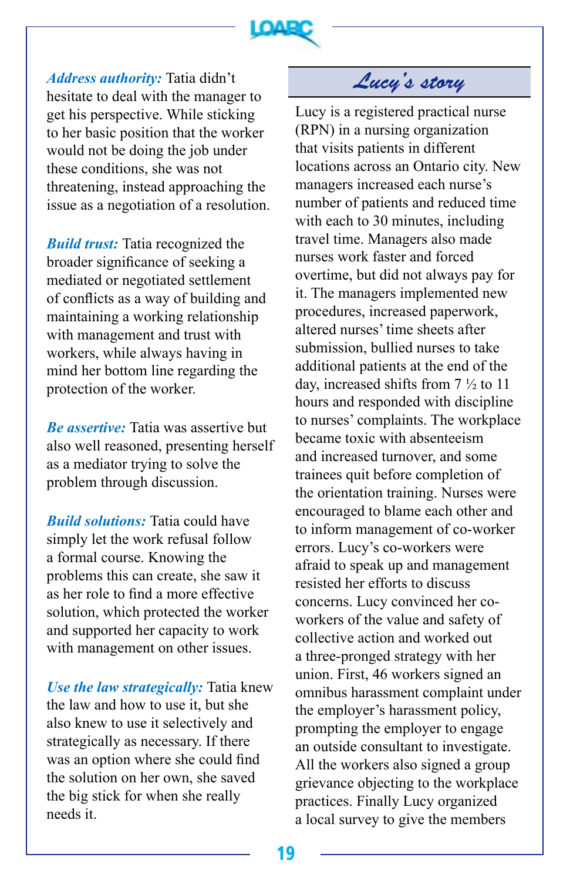***Address authority:*** Tatia didn't hesitate to deal with the manager to get his perspective. While sticking to her basic position that the worker would not be doing the job under these conditions, she was not threatening, instead approaching the issue as a negotiation of a resolution.

***Build trust:*** Tatia recognized the broader significance of seeking a mediated or negotiated settlement of conflicts as a way of building and maintaining a working relationship with management and trust with workers, while always having in mind her bottom line regarding the protection of the worker.

***Be assertive:*** Tatia was assertive but also well reasoned, presenting herself as a mediator trying to solve the problem through discussion.

***Build solutions:*** Tatia could have simply let the work refusal follow a formal course. Knowing the problems this can create, she saw it as her role to find a more effective solution, which protected the worker and supported her capacity to work with management on other issues.

***Use the law strategically:*** Tatia knew the law and how to use it, but she also knew to use it selectively and strategically as necessary. If there was an option where she could find the solution on her own, she saved the big stick for when she really needs it.

## *Lucy's story*

Lucy is a registered practical nurse (RPN) in a nursing organization that visits patients in different locations across an Ontario city. New managers increased each nurse's number of patients and reduced time with each to 30 minutes, including travel time. Managers also made nurses work faster and forced overtime, but did not always pay for it. The managers implemented new procedures, increased paperwork, altered nurses' time sheets after submission, bullied nurses to take additional patients at the end of the day, increased shifts from 7 ½ to 11 hours and responded with discipline to nurses' complaints. The workplace became toxic with absenteeism and increased turnover, and some trainees quit before completion of the orientation training. Nurses were encouraged to blame each other and to inform management of co-worker errors. Lucy's co-workers were afraid to speak up and management resisted her efforts to discuss concerns. Lucy convinced her co-workers of the value and safety of collective action and worked out a three-pronged strategy with her union. First, 46 workers signed an omnibus harassment complaint under the employer's harassment policy, prompting the employer to engage an outside consultant to investigate. All the workers also signed a group grievance objecting to the workplace practices. Finally Lucy organized a local survey to give the members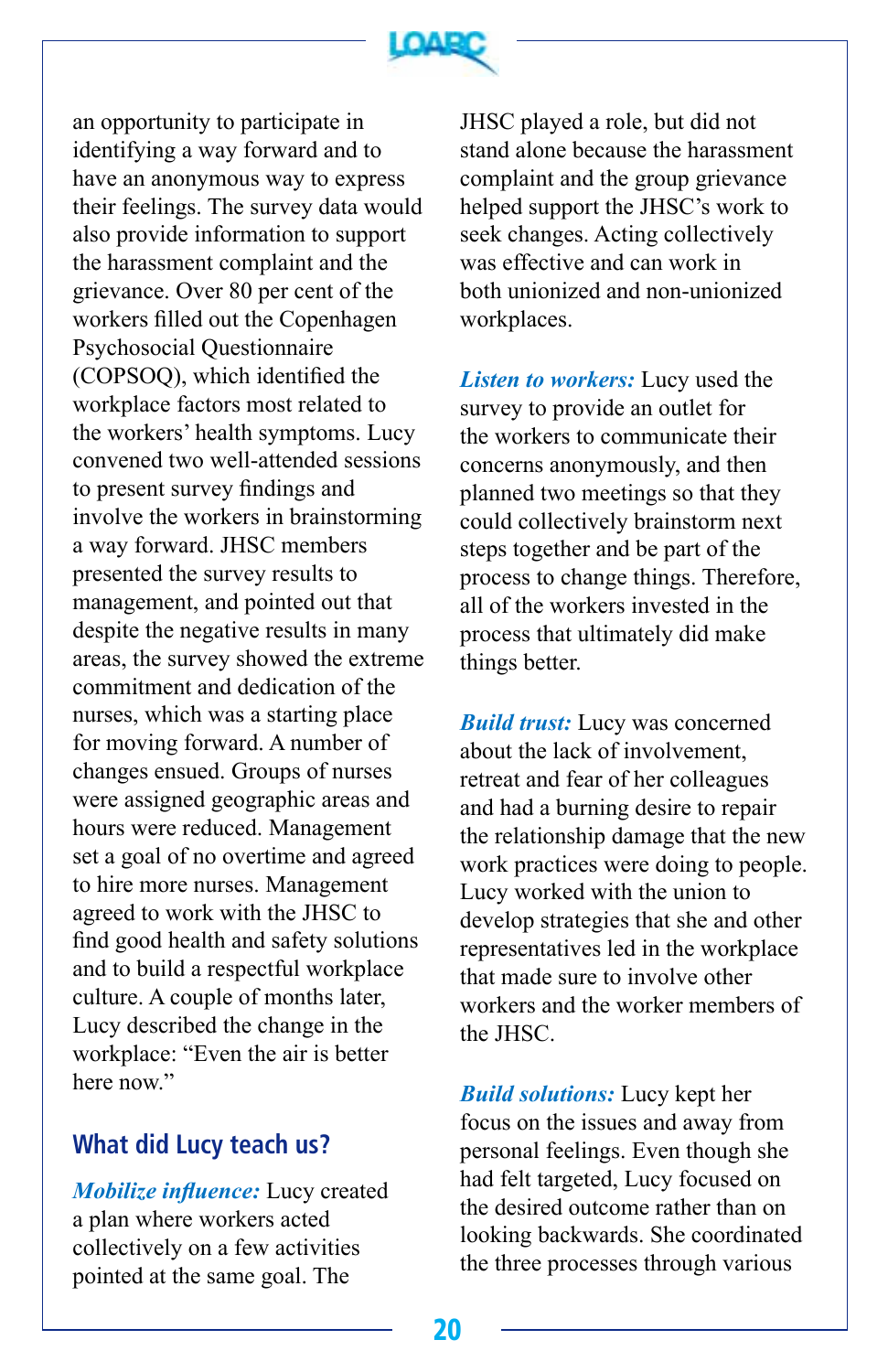an opportunity to participate in identifying a way forward and to have an anonymous way to express their feelings. The survey data would also provide information to support the harassment complaint and the grievance. Over 80 per cent of the workers filled out the Copenhagen Psychosocial Questionnaire (COPSOQ), which identified the workplace factors most related to the workers' health symptoms. Lucy convened two well-attended sessions to present survey findings and involve the workers in brainstorming a way forward. JHSC members presented the survey results to management, and pointed out that despite the negative results in many areas, the survey showed the extreme commitment and dedication of the nurses, which was a starting place for moving forward. A number of changes ensued. Groups of nurses were assigned geographic areas and hours were reduced. Management set a goal of no overtime and agreed to hire more nurses. Management agreed to work with the JHSC to find good health and safety solutions and to build a respectful workplace culture. A couple of months later, Lucy described the change in the workplace: "Even the air is better here now."

## What did Lucy teach us?

***Mobilize influence:*** Lucy created a plan where workers acted collectively on a few activities pointed at the same goal. The JHSC played a role, but did not stand alone because the harassment complaint and the group grievance helped support the JHSC's work to seek changes. Acting collectively was effective and can work in both unionized and non-unionized workplaces.

***Listen to workers:*** Lucy used the survey to provide an outlet for the workers to communicate their concerns anonymously, and then planned two meetings so that they could collectively brainstorm next steps together and be part of the process to change things. Therefore, all of the workers invested in the process that ultimately did make things better.

***Build trust:*** Lucy was concerned about the lack of involvement, retreat and fear of her colleagues and had a burning desire to repair the relationship damage that the new work practices were doing to people. Lucy worked with the union to develop strategies that she and other representatives led in the workplace that made sure to involve other workers and the worker members of the JHSC.

***Build solutions:*** Lucy kept her focus on the issues and away from personal feelings. Even though she had felt targeted, Lucy focused on the desired outcome rather than on looking backwards. She coordinated the three processes through various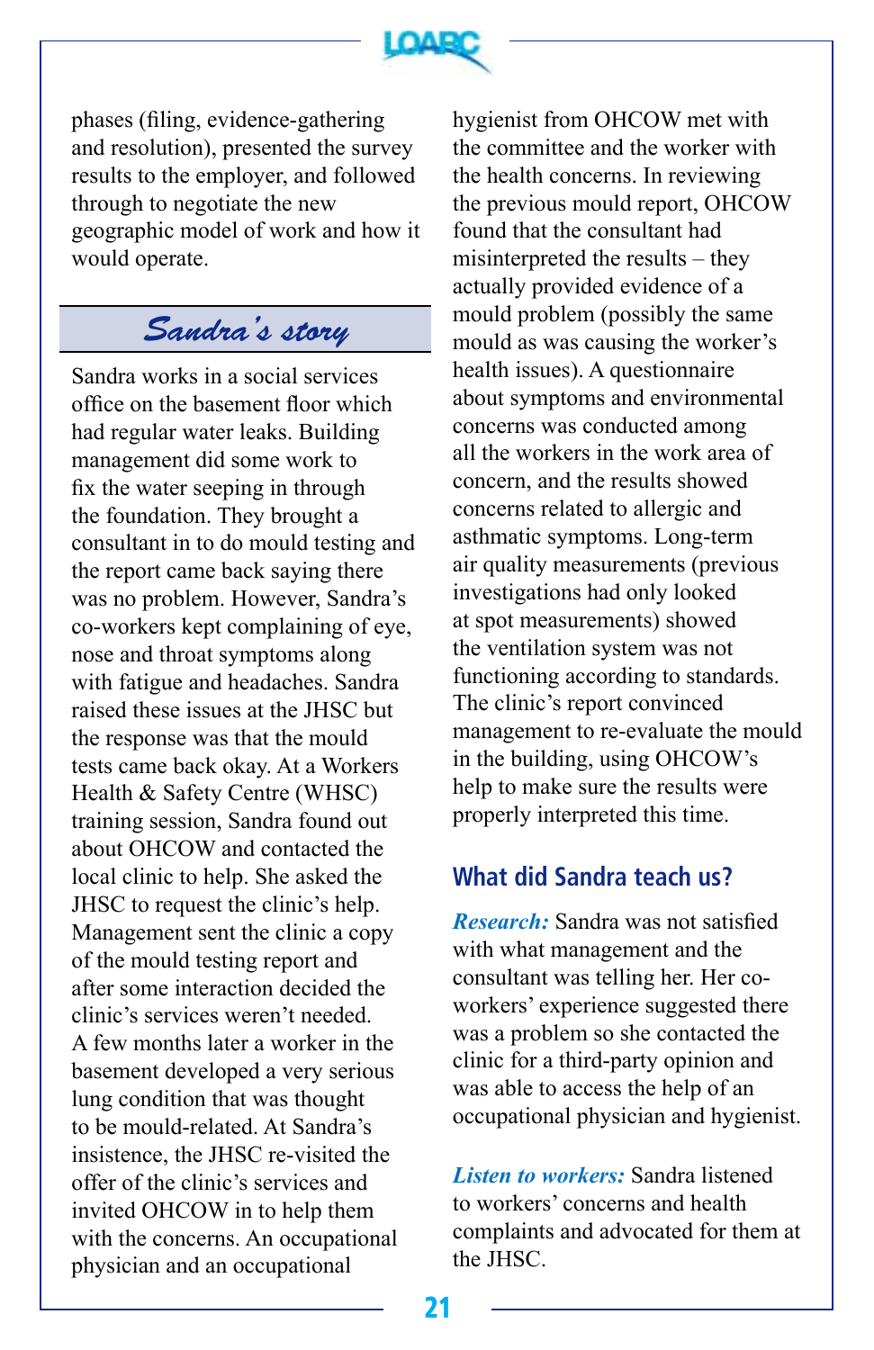phases (filing, evidence-gathering and resolution), presented the survey results to the employer, and followed through to negotiate the new geographic model of work and how it would operate.

## *Sandra's story*

Sandra works in a social services office on the basement floor which had regular water leaks. Building management did some work to fix the water seeping in through the foundation. They brought a consultant in to do mould testing and the report came back saying there was no problem. However, Sandra's co-workers kept complaining of eye, nose and throat symptoms along with fatigue and headaches. Sandra raised these issues at the JHSC but the response was that the mould tests came back okay. At a Workers Health & Safety Centre (WHSC) training session, Sandra found out about OHCOW and contacted the local clinic to help. She asked the JHSC to request the clinic's help. Management sent the clinic a copy of the mould testing report and after some interaction decided the clinic's services weren't needed. A few months later a worker in the basement developed a very serious lung condition that was thought to be mould-related. At Sandra's insistence, the JHSC re-visited the offer of the clinic's services and invited OHCOW in to help them with the concerns. An occupational physician and an occupational hygienist from OHCOW met with the committee and the worker with the health concerns. In reviewing the previous mould report, OHCOW found that the consultant had misinterpreted the results – they actually provided evidence of a mould problem (possibly the same mould as was causing the worker's health issues). A questionnaire about symptoms and environmental concerns was conducted among all the workers in the work area of concern, and the results showed concerns related to allergic and asthmatic symptoms. Long-term air quality measurements (previous investigations had only looked at spot measurements) showed the ventilation system was not functioning according to standards. The clinic's report convinced management to re-evaluate the mould in the building, using OHCOW's help to make sure the results were properly interpreted this time.

### What did Sandra teach us?

***Research:*** Sandra was not satisfied with what management and the consultant was telling her. Her co-workers' experience suggested there was a problem so she contacted the clinic for a third-party opinion and was able to access the help of an occupational physician and hygienist.

***Listen to workers:*** Sandra listened to workers' concerns and health complaints and advocated for them at the JHSC.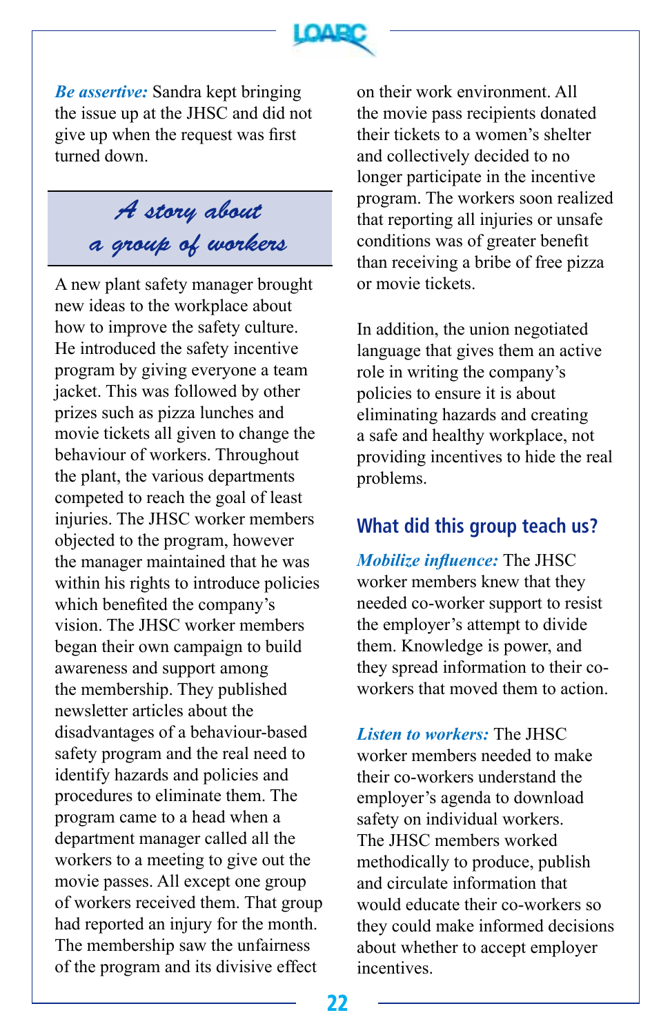***Be assertive:*** Sandra kept bringing the issue up at the JHSC and did not give up when the request was first turned down.

## *A story about a group of workers*

A new plant safety manager brought new ideas to the workplace about how to improve the safety culture. He introduced the safety incentive program by giving everyone a team jacket. This was followed by other prizes such as pizza lunches and movie tickets all given to change the behaviour of workers. Throughout the plant, the various departments competed to reach the goal of least injuries. The JHSC worker members objected to the program, however the manager maintained that he was within his rights to introduce policies which benefited the company's vision. The JHSC worker members began their own campaign to build awareness and support among the membership. They published newsletter articles about the disadvantages of a behaviour-based safety program and the real need to identify hazards and policies and procedures to eliminate them. The program came to a head when a department manager called all the workers to a meeting to give out the movie passes. All except one group of workers received them. That group had reported an injury for the month. The membership saw the unfairness of the program and its divisive effect on their work environment. All the movie pass recipients donated their tickets to a women's shelter and collectively decided to no longer participate in the incentive program. The workers soon realized that reporting all injuries or unsafe conditions was of greater benefit than receiving a bribe of free pizza or movie tickets.

In addition, the union negotiated language that gives them an active role in writing the company's policies to ensure it is about eliminating hazards and creating a safe and healthy workplace, not providing incentives to hide the real problems.

### What did this group teach us?

***Mobilize influence:*** The JHSC worker members knew that they needed co-worker support to resist the employer's attempt to divide them. Knowledge is power, and they spread information to their co-workers that moved them to action.

***Listen to workers:*** The JHSC worker members needed to make their co-workers understand the employer's agenda to download safety on individual workers. The JHSC members worked methodically to produce, publish and circulate information that would educate their co-workers so they could make informed decisions about whether to accept employer incentives.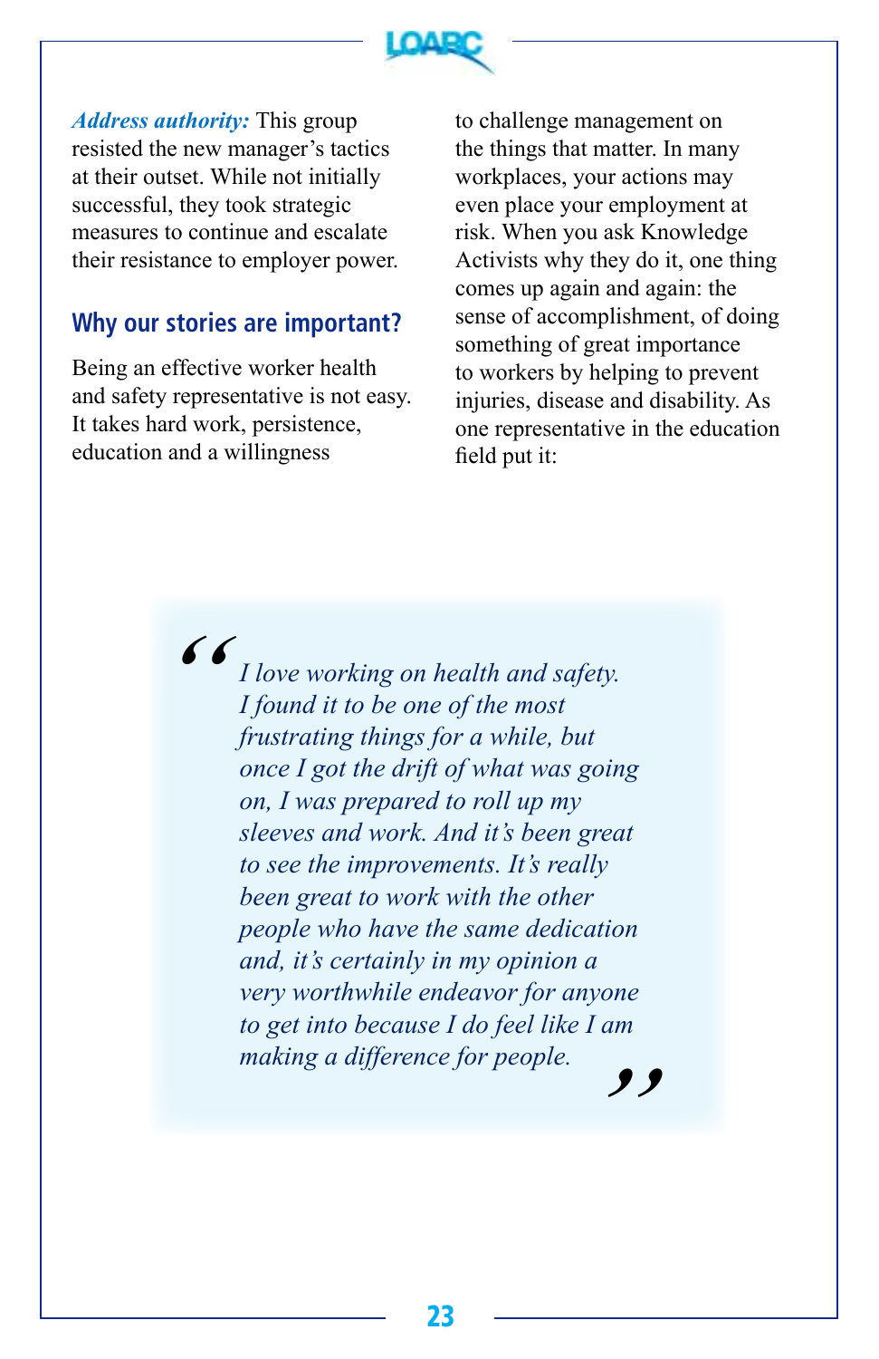***Address authority:*** This group resisted the new manager's tactics at their outset. While not initially successful, they took strategic measures to continue and escalate their resistance to employer power.

## Why our stories are important?

Being an effective worker health and safety representative is not easy. It takes hard work, persistence, education and a willingness to challenge management on the things that matter. In many workplaces, your actions may even place your employment at risk. When you ask Knowledge Activists why they do it, one thing comes up again and again: the sense of accomplishment, of doing something of great importance to workers by helping to prevent injuries, disease and disability. As one representative in the education field put it:

> *"I love working on health and safety. I found it to be one of the most frustrating things for a while, but once I got the drift of what was going on, I was prepared to roll up my sleeves and work. And it's been great to see the improvements. It's really been great to work with the other people who have the same dedication and, it's certainly in my opinion a very worthwhile endeavor for anyone to get into because I do feel like I am making a difference for people."*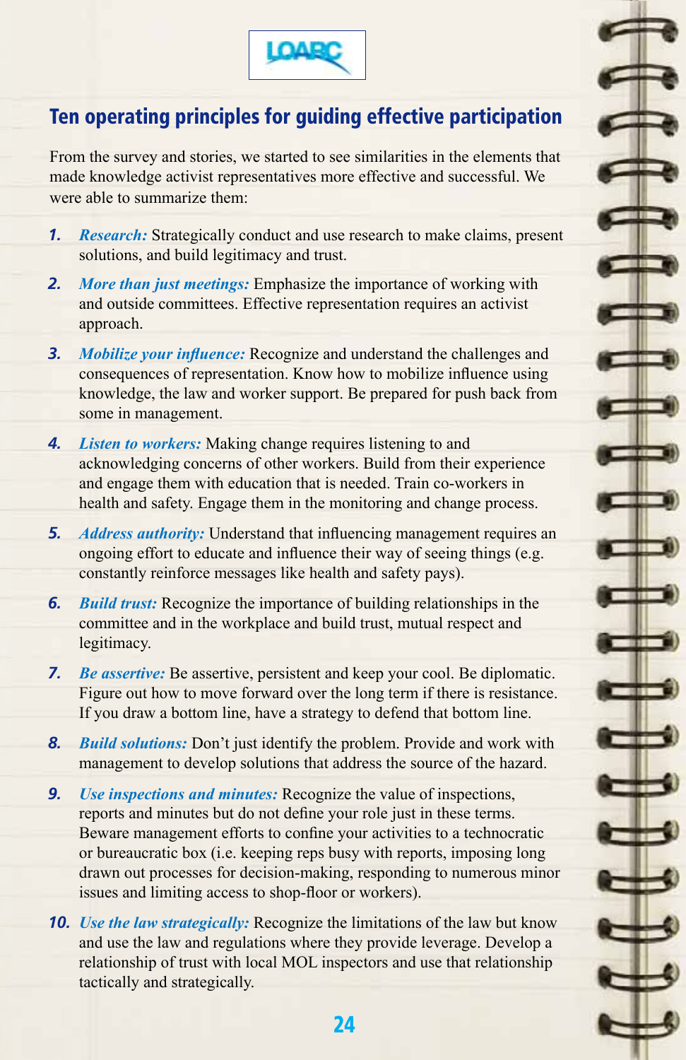## Ten operating principles for guiding effective participation

From the survey and stories, we started to see similarities in the elements that made knowledge activist representatives more effective and successful. We were able to summarize them:

1. ***Research:*** Strategically conduct and use research to make claims, present solutions, and build legitimacy and trust.
2. ***More than just meetings:*** Emphasize the importance of working with and outside committees. Effective representation requires an activist approach.
3. ***Mobilize your influence:*** Recognize and understand the challenges and consequences of representation. Know how to mobilize influence using knowledge, the law and worker support. Be prepared for push back from some in management.
4. ***Listen to workers:*** Making change requires listening to and acknowledging concerns of other workers. Build from their experience and engage them with education that is needed. Train co-workers in health and safety. Engage them in the monitoring and change process.
5. ***Address authority:*** Understand that influencing management requires an ongoing effort to educate and influence their way of seeing things (e.g. constantly reinforce messages like health and safety pays).
6. ***Build trust:*** Recognize the importance of building relationships in the committee and in the workplace and build trust, mutual respect and legitimacy.
7. ***Be assertive:*** Be assertive, persistent and keep your cool. Be diplomatic. Figure out how to move forward over the long term if there is resistance. If you draw a bottom line, have a strategy to defend that bottom line.
8. ***Build solutions:*** Don't just identify the problem. Provide and work with management to develop solutions that address the source of the hazard.
9. ***Use inspections and minutes:*** Recognize the value of inspections, reports and minutes but do not define your role just in these terms. Beware management efforts to confine your activities to a technocratic or bureaucratic box (i.e. keeping reps busy with reports, imposing long drawn out processes for decision-making, responding to numerous minor issues and limiting access to shop-floor or workers).
10. ***Use the law strategically:*** Recognize the limitations of the law but know and use the law and regulations where they provide leverage. Develop a relationship of trust with local MOL inspectors and use that relationship tactically and strategically.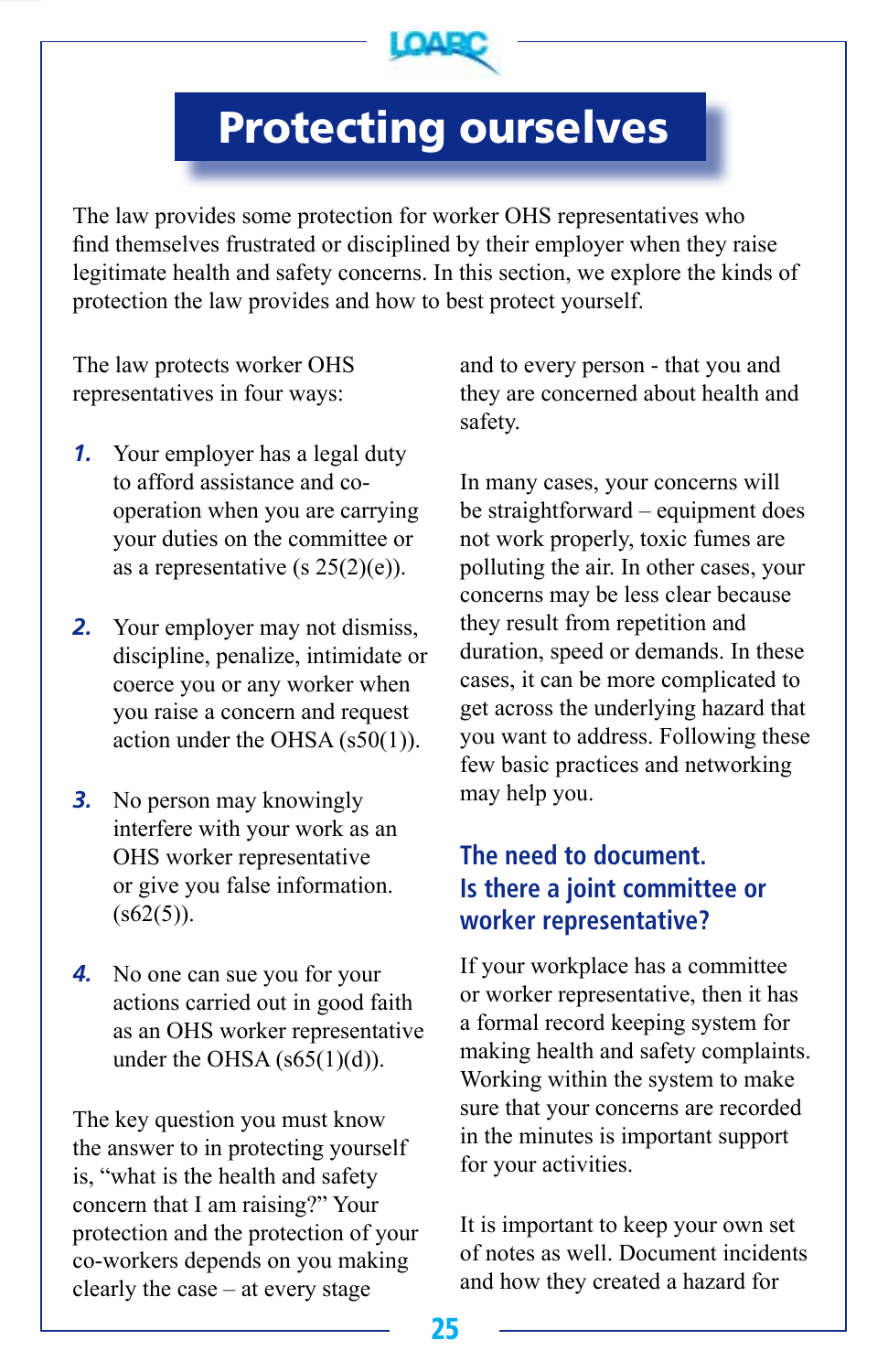# Protecting ourselves

The law provides some protection for worker OHS representatives who find themselves frustrated or disciplined by their employer when they raise legitimate health and safety concerns. In this section, we explore the kinds of protection the law provides and how to best protect yourself.

The law protects worker OHS representatives in four ways:

1. Your employer has a legal duty to afford assistance and co-operation when you are carrying your duties on the committee or as a representative (s 25(2)(e)).

2. Your employer may not dismiss, discipline, penalize, intimidate or coerce you or any worker when you raise a concern and request action under the OHSA (s50(1)).

3. No person may knowingly interfere with your work as an OHS worker representative or give you false information. (s62(5)).

4. No one can sue you for your actions carried out in good faith as an OHS worker representative under the OHSA (s65(1)(d)).

The key question you must know the answer to in protecting yourself is, "what is the health and safety concern that I am raising?" Your protection and the protection of your co-workers depends on you making clearly the case – at every stage and to every person - that you and they are concerned about health and safety.

In many cases, your concerns will be straightforward – equipment does not work properly, toxic fumes are polluting the air. In other cases, your concerns may be less clear because they result from repetition and duration, speed or demands. In these cases, it can be more complicated to get across the underlying hazard that you want to address. Following these few basic practices and networking may help you.

## The need to document. Is there a joint committee or worker representative?

If your workplace has a committee or worker representative, then it has a formal record keeping system for making health and safety complaints. Working within the system to make sure that your concerns are recorded in the minutes is important support for your activities.

It is important to keep your own set of notes as well. Document incidents and how they created a hazard for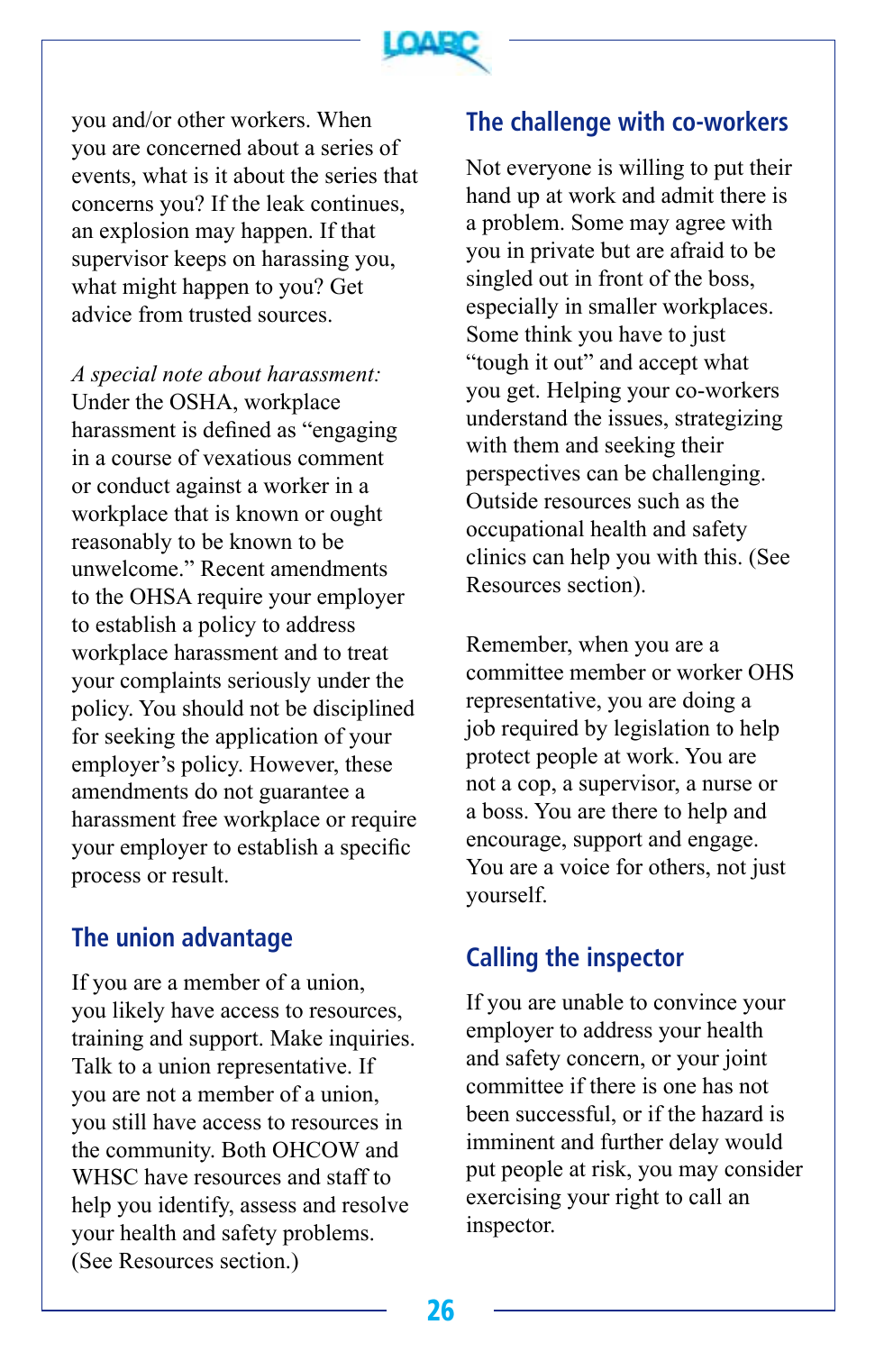you and/or other workers. When you are concerned about a series of events, what is it about the series that concerns you? If the leak continues, an explosion may happen. If that supervisor keeps on harassing you, what might happen to you? Get advice from trusted sources.

*A special note about harassment:* Under the OSHA, workplace harassment is defined as "engaging in a course of vexatious comment or conduct against a worker in a workplace that is known or ought reasonably to be known to be unwelcome." Recent amendments to the OHSA require your employer to establish a policy to address workplace harassment and to treat your complaints seriously under the policy. You should not be disciplined for seeking the application of your employer's policy. However, these amendments do not guarantee a harassment free workplace or require your employer to establish a specific process or result.

## The union advantage

If you are a member of a union, you likely have access to resources, training and support. Make inquiries. Talk to a union representative. If you are not a member of a union, you still have access to resources in the community. Both OHCOW and WHSC have resources and staff to help you identify, assess and resolve your health and safety problems. (See Resources section.)

## The challenge with co-workers

Not everyone is willing to put their hand up at work and admit there is a problem. Some may agree with you in private but are afraid to be singled out in front of the boss, especially in smaller workplaces. Some think you have to just "tough it out" and accept what you get. Helping your co-workers understand the issues, strategizing with them and seeking their perspectives can be challenging. Outside resources such as the occupational health and safety clinics can help you with this. (See Resources section).

Remember, when you are a committee member or worker OHS representative, you are doing a job required by legislation to help protect people at work. You are not a cop, a supervisor, a nurse or a boss. You are there to help and encourage, support and engage. You are a voice for others, not just yourself.

## Calling the inspector

If you are unable to convince your employer to address your health and safety concern, or your joint committee if there is one has not been successful, or if the hazard is imminent and further delay would put people at risk, you may consider exercising your right to call an inspector.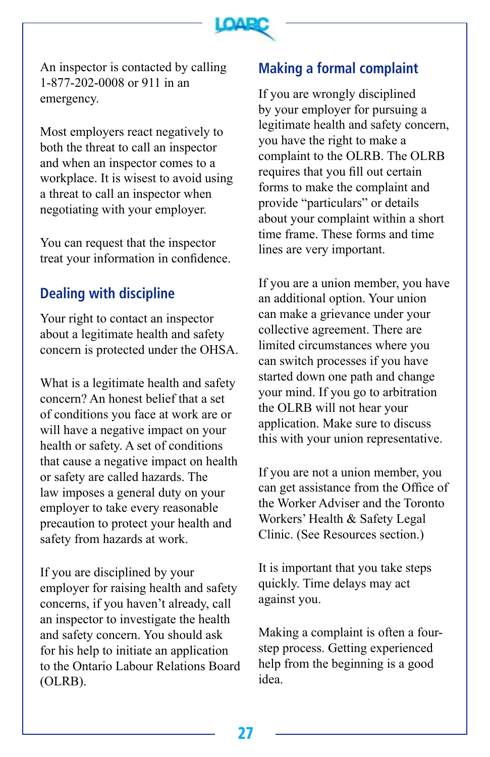An inspector is contacted by calling 1-877-202-0008 or 911 in an emergency.

Most employers react negatively to both the threat to call an inspector and when an inspector comes to a workplace. It is wisest to avoid using a threat to call an inspector when negotiating with your employer.

You can request that the inspector treat your information in confidence.

## Dealing with discipline

Your right to contact an inspector about a legitimate health and safety concern is protected under the OHSA.

What is a legitimate health and safety concern? An honest belief that a set of conditions you face at work are or will have a negative impact on your health or safety. A set of conditions that cause a negative impact on health or safety are called hazards. The law imposes a general duty on your employer to take every reasonable precaution to protect your health and safety from hazards at work.

If you are disciplined by your employer for raising health and safety concerns, if you haven't already, call an inspector to investigate the health and safety concern. You should ask for his help to initiate an application to the Ontario Labour Relations Board (OLRB).

## Making a formal complaint

If you are wrongly disciplined by your employer for pursuing a legitimate health and safety concern, you have the right to make a complaint to the OLRB. The OLRB requires that you fill out certain forms to make the complaint and provide "particulars" or details about your complaint within a short time frame. These forms and time lines are very important.

If you are a union member, you have an additional option. Your union can make a grievance under your collective agreement. There are limited circumstances where you can switch processes if you have started down one path and change your mind. If you go to arbitration the OLRB will not hear your application. Make sure to discuss this with your union representative.

If you are not a union member, you can get assistance from the Office of the Worker Adviser and the Toronto Workers' Health & Safety Legal Clinic. (See Resources section.)

It is important that you take steps quickly. Time delays may act against you.

Making a complaint is often a four-step process. Getting experienced help from the beginning is a good idea.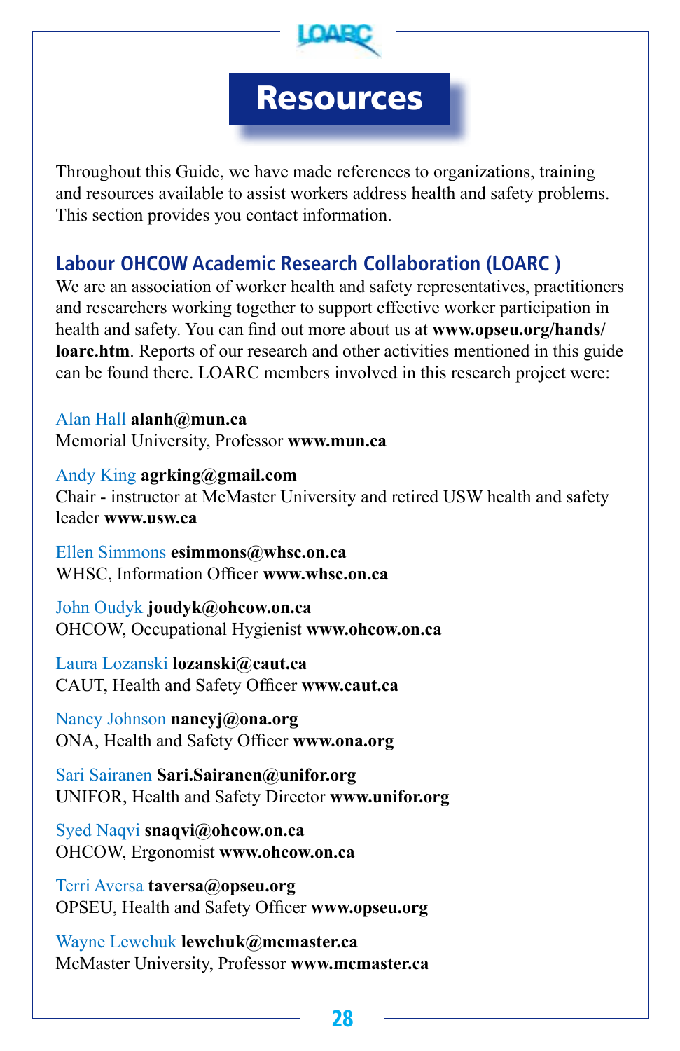# Resources

Throughout this Guide, we have made references to organizations, training and resources available to assist workers address health and safety problems. This section provides you contact information.

## Labour OHCOW Academic Research Collaboration (LOARC )

We are an association of worker health and safety representatives, practitioners and researchers working together to support effective worker participation in health and safety. You can find out more about us at **www.opseu.org/hands/loarc.htm**. Reports of our research and other activities mentioned in this guide can be found there. LOARC members involved in this research project were:

Alan Hall **alanh@mun.ca**
Memorial University, Professor **www.mun.ca**

Andy King **agrking@gmail.com**
Chair - instructor at McMaster University and retired USW health and safety leader **www.usw.ca**

Ellen Simmons **esimmons@whsc.on.ca**
WHSC, Information Officer **www.whsc.on.ca**

John Oudyk **joudyk@ohcow.on.ca**
OHCOW, Occupational Hygienist **www.ohcow.on.ca**

Laura Lozanski **lozanski@caut.ca**
CAUT, Health and Safety Officer **www.caut.ca**

Nancy Johnson **nancyj@ona.org**
ONA, Health and Safety Officer **www.ona.org**

Sari Sairanen **Sari.Sairanen@unifor.org**
UNIFOR, Health and Safety Director **www.unifor.org**

Syed Naqvi **snaqvi@ohcow.on.ca**
OHCOW, Ergonomist **www.ohcow.on.ca**

Terri Aversa **taversa@opseu.org**
OPSEU, Health and Safety Officer **www.opseu.org**

Wayne Lewchuk **lewchuk@mcmaster.ca**
McMaster University, Professor **www.mcmaster.ca**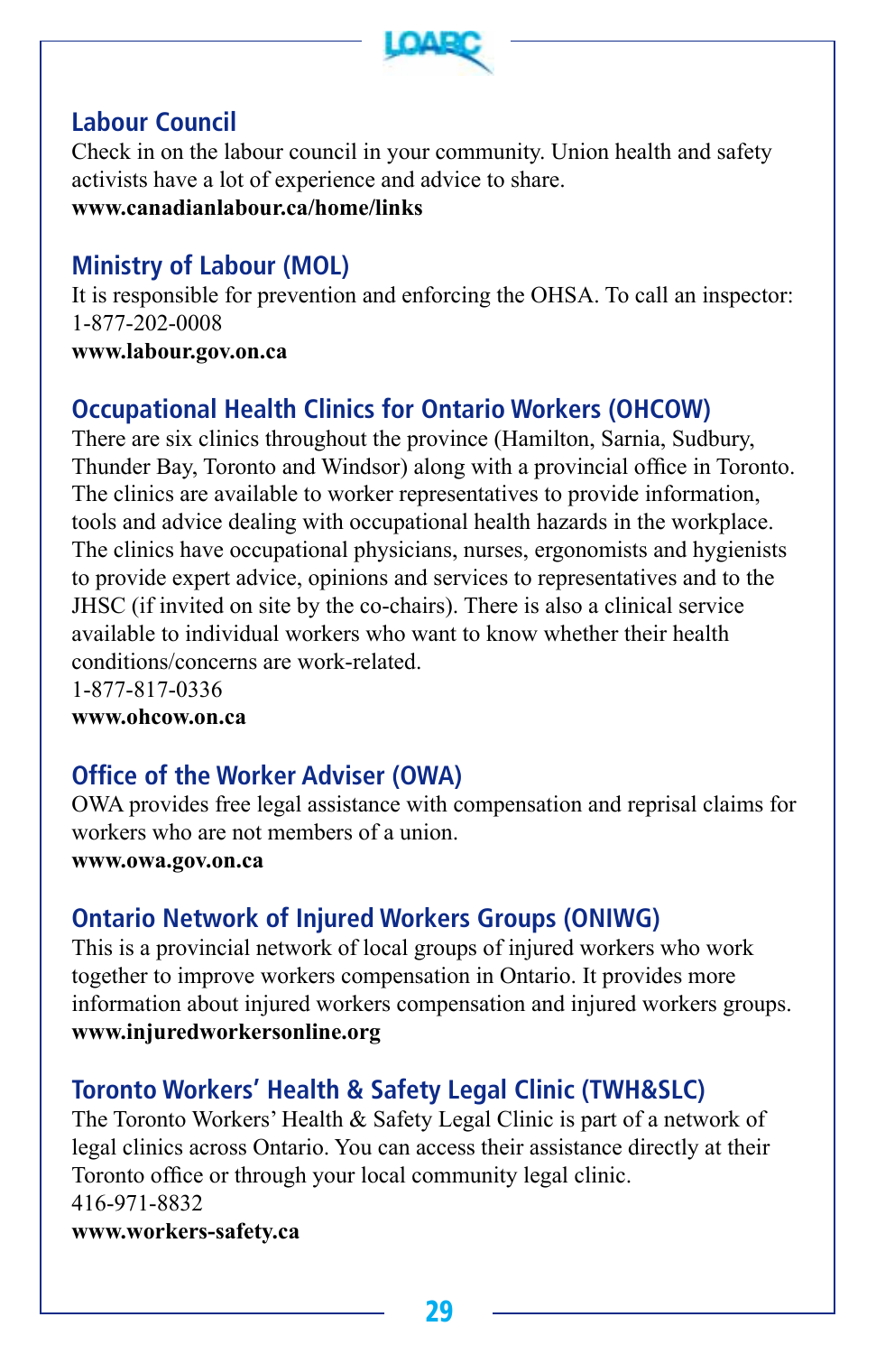## Labour Council

Check in on the labour council in your community. Union health and safety activists have a lot of experience and advice to share.
**www.canadianlabour.ca/home/links**

## Ministry of Labour (MOL)

It is responsible for prevention and enforcing the OHSA. To call an inspector: 1-877-202-0008
**www.labour.gov.on.ca**

## Occupational Health Clinics for Ontario Workers (OHCOW)

There are six clinics throughout the province (Hamilton, Sarnia, Sudbury, Thunder Bay, Toronto and Windsor) along with a provincial office in Toronto. The clinics are available to worker representatives to provide information, tools and advice dealing with occupational health hazards in the workplace. The clinics have occupational physicians, nurses, ergonomists and hygienists to provide expert advice, opinions and services to representatives and to the JHSC (if invited on site by the co-chairs). There is also a clinical service available to individual workers who want to know whether their health conditions/concerns are work-related.
1-877-817-0336
**www.ohcow.on.ca**

## Office of the Worker Adviser (OWA)

OWA provides free legal assistance with compensation and reprisal claims for workers who are not members of a union.
**www.owa.gov.on.ca**

## Ontario Network of Injured Workers Groups (ONIWG)

This is a provincial network of local groups of injured workers who work together to improve workers compensation in Ontario. It provides more information about injured workers compensation and injured workers groups.
**www.injuredworkersonline.org**

## Toronto Workers' Health & Safety Legal Clinic (TWH&SLC)

The Toronto Workers' Health & Safety Legal Clinic is part of a network of legal clinics across Ontario. You can access their assistance directly at their Toronto office or through your local community legal clinic.
416-971-8832
**www.workers-safety.ca**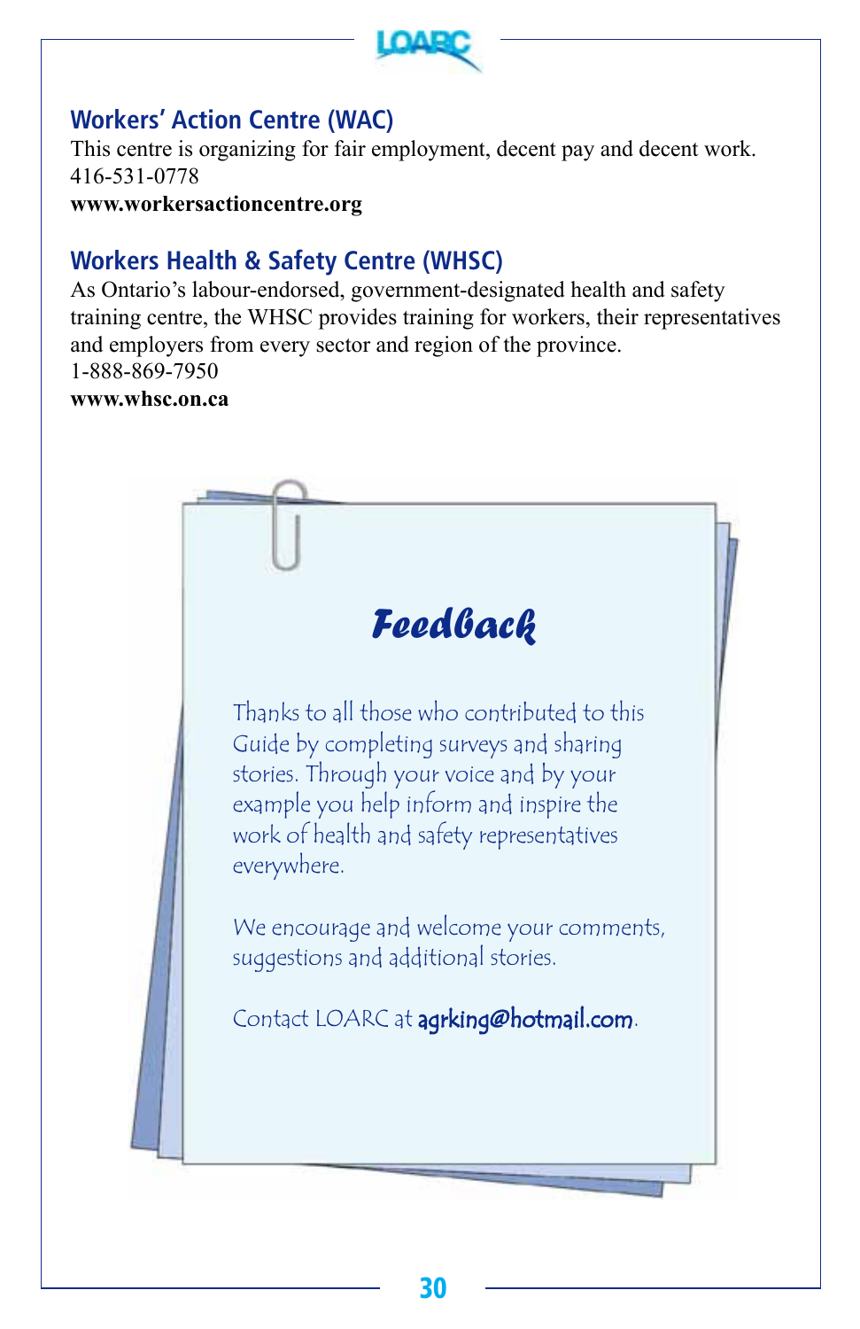## Workers' Action Centre (WAC)

This centre is organizing for fair employment, decent pay and decent work.
416-531-0778
**www.workersactioncentre.org**

## Workers Health & Safety Centre (WHSC)

As Ontario's labour-endorsed, government-designated health and safety training centre, the WHSC provides training for workers, their representatives and employers from every sector and region of the province.
1-888-869-7950
**www.whsc.on.ca**

## *Feedback*

Thanks to all those who contributed to this Guide by completing surveys and sharing stories. Through your voice and by your example you help inform and inspire the work of health and safety representatives everywhere.

We encourage and welcome your comments, suggestions and additional stories.

Contact LOARC at **agrking@hotmail.com**.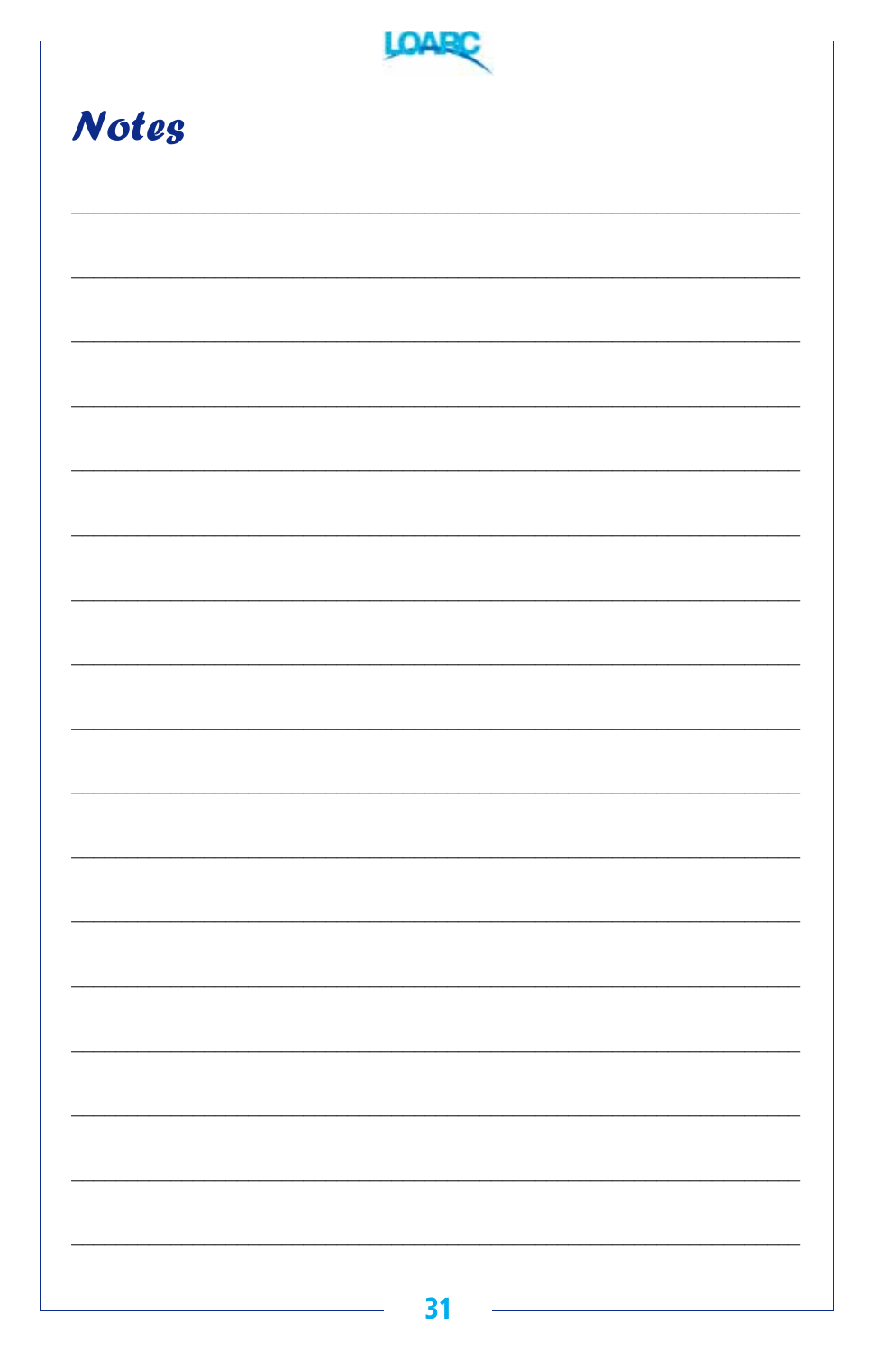# Notes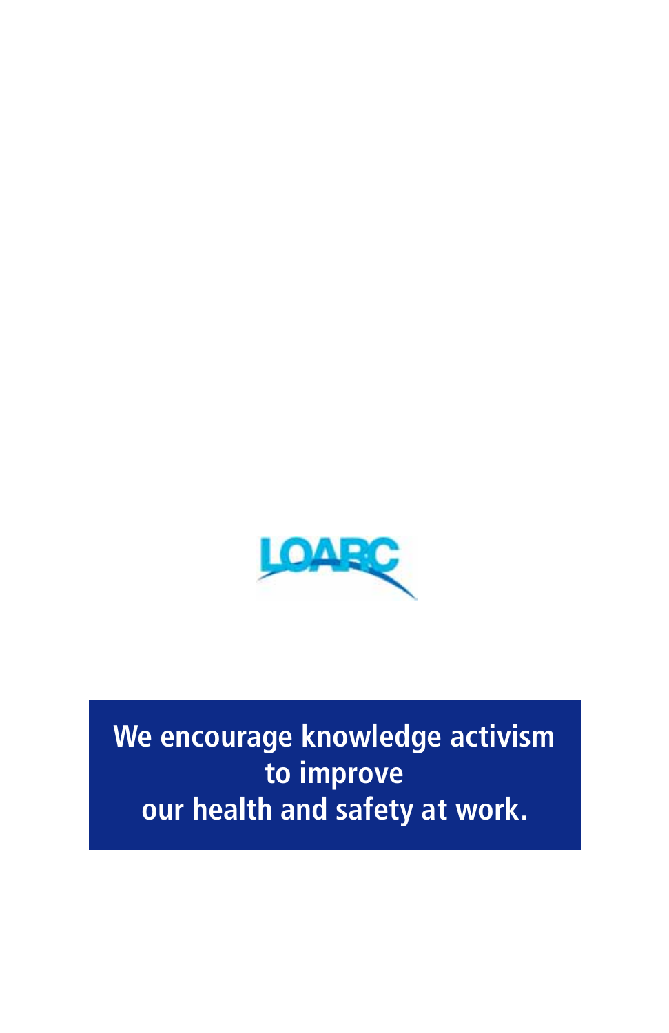LOARC

**We encourage knowledge activism to improve our health and safety at work.**